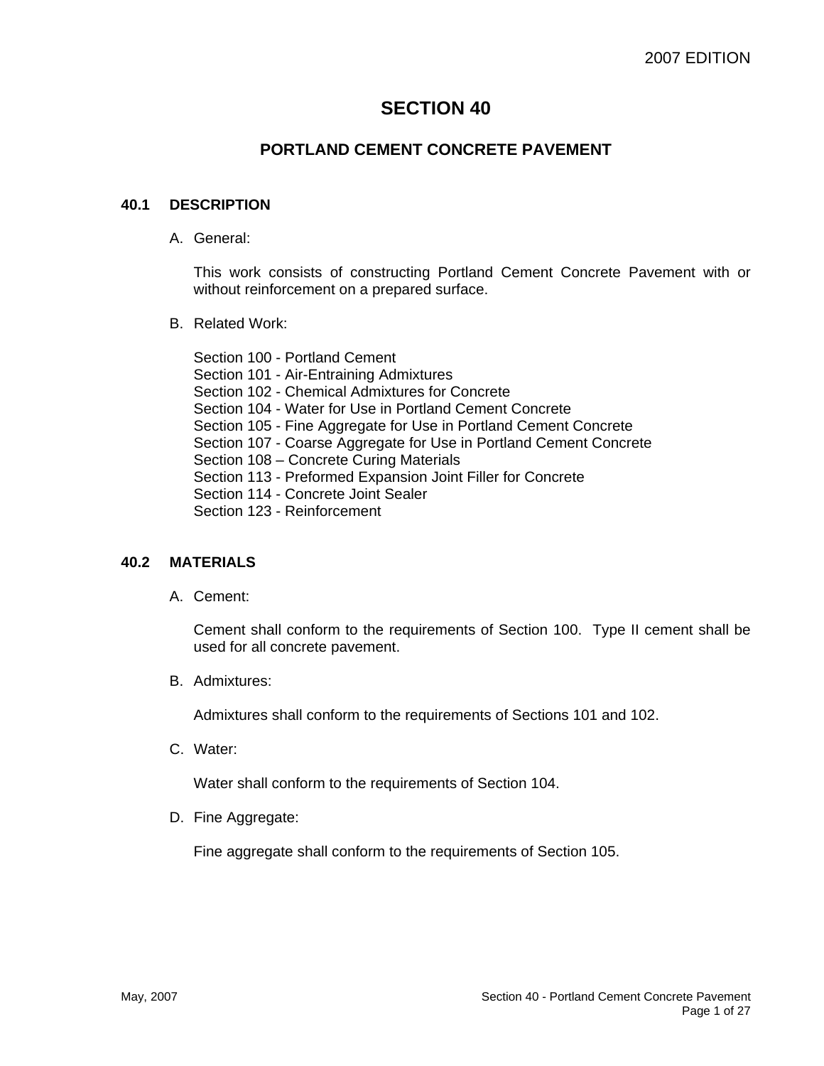# SECTION 40

## PORTLAND CEMENT CONCRETE PAVEMENT

### 40.1 DESCRIPTION

A. General:

This work consists of constructing Portland Cement Concrete Pavement with or without reinforcement on a prepared surface.

B. Related Work:

Section 100 - Portland Cement
Section 101 - Air-Entraining Admixtures
Section 102 - Chemical Admixtures for Concrete
Section 104 - Water for Use in Portland Cement Concrete
Section 105 - Fine Aggregate for Use in Portland Cement Concrete
Section 107 - Coarse Aggregate for Use in Portland Cement Concrete
Section 108 – Concrete Curing Materials
Section 113 - Preformed Expansion Joint Filler for Concrete
Section 114 - Concrete Joint Sealer
Section 123 - Reinforcement

### 40.2 MATERIALS

A. Cement:

Cement shall conform to the requirements of Section 100. Type II cement shall be used for all concrete pavement.

B. Admixtures:

Admixtures shall conform to the requirements of Sections 101 and 102.

C. Water:

Water shall conform to the requirements of Section 104.

D. Fine Aggregate:

Fine aggregate shall conform to the requirements of Section 105.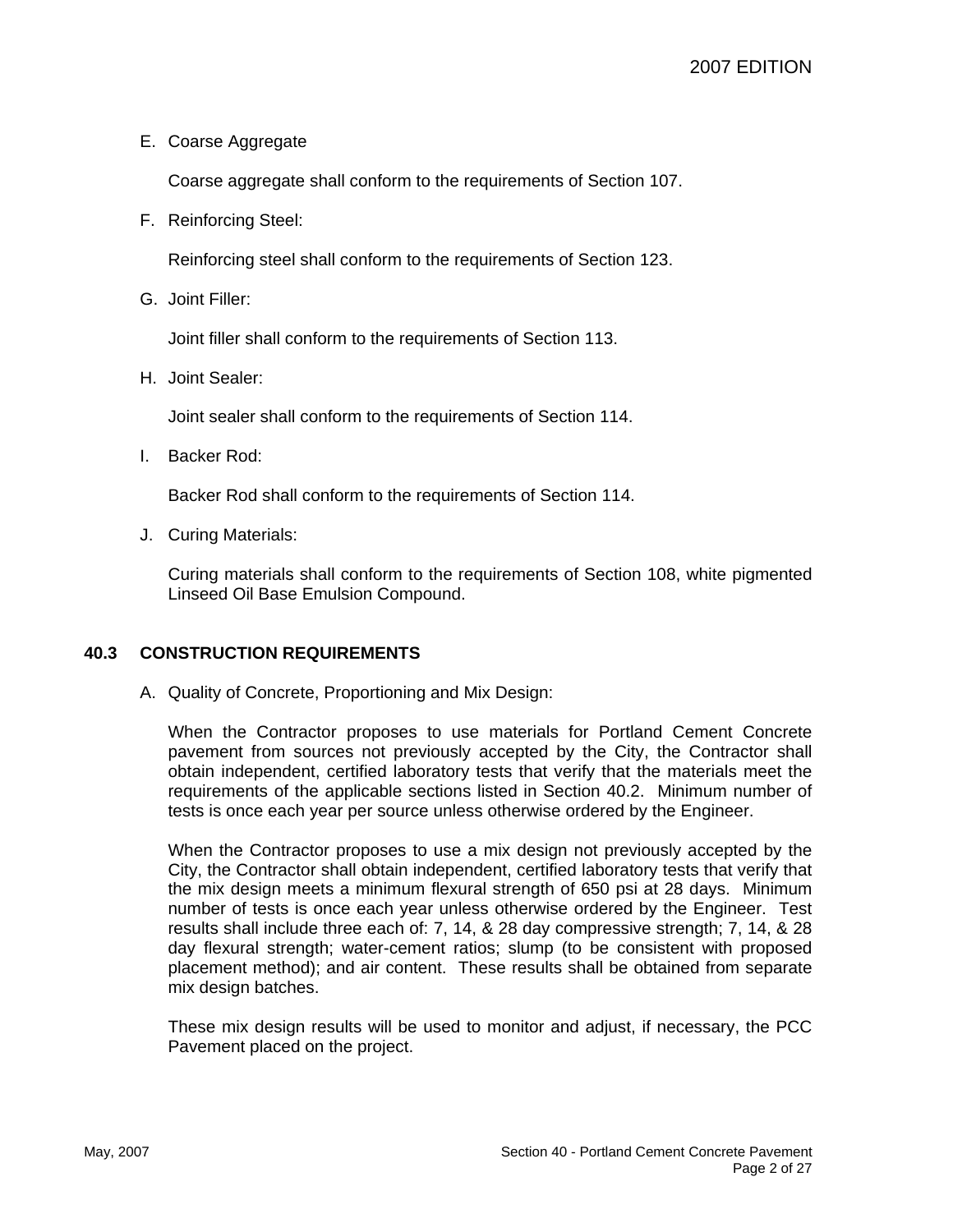E. Coarse Aggregate

Coarse aggregate shall conform to the requirements of Section 107.

F. Reinforcing Steel:

Reinforcing steel shall conform to the requirements of Section 123.

G. Joint Filler:

Joint filler shall conform to the requirements of Section 113.

H. Joint Sealer:

Joint sealer shall conform to the requirements of Section 114.

I. Backer Rod:

Backer Rod shall conform to the requirements of Section 114.

J. Curing Materials:

Curing materials shall conform to the requirements of Section 108, white pigmented Linseed Oil Base Emulsion Compound.

## 40.3 CONSTRUCTION REQUIREMENTS

A. Quality of Concrete, Proportioning and Mix Design:

When the Contractor proposes to use materials for Portland Cement Concrete pavement from sources not previously accepted by the City, the Contractor shall obtain independent, certified laboratory tests that verify that the materials meet the requirements of the applicable sections listed in Section 40.2. Minimum number of tests is once each year per source unless otherwise ordered by the Engineer.

When the Contractor proposes to use a mix design not previously accepted by the City, the Contractor shall obtain independent, certified laboratory tests that verify that the mix design meets a minimum flexural strength of 650 psi at 28 days. Minimum number of tests is once each year unless otherwise ordered by the Engineer. Test results shall include three each of: 7, 14, & 28 day compressive strength; 7, 14, & 28 day flexural strength; water-cement ratios; slump (to be consistent with proposed placement method); and air content. These results shall be obtained from separate mix design batches.

These mix design results will be used to monitor and adjust, if necessary, the PCC Pavement placed on the project.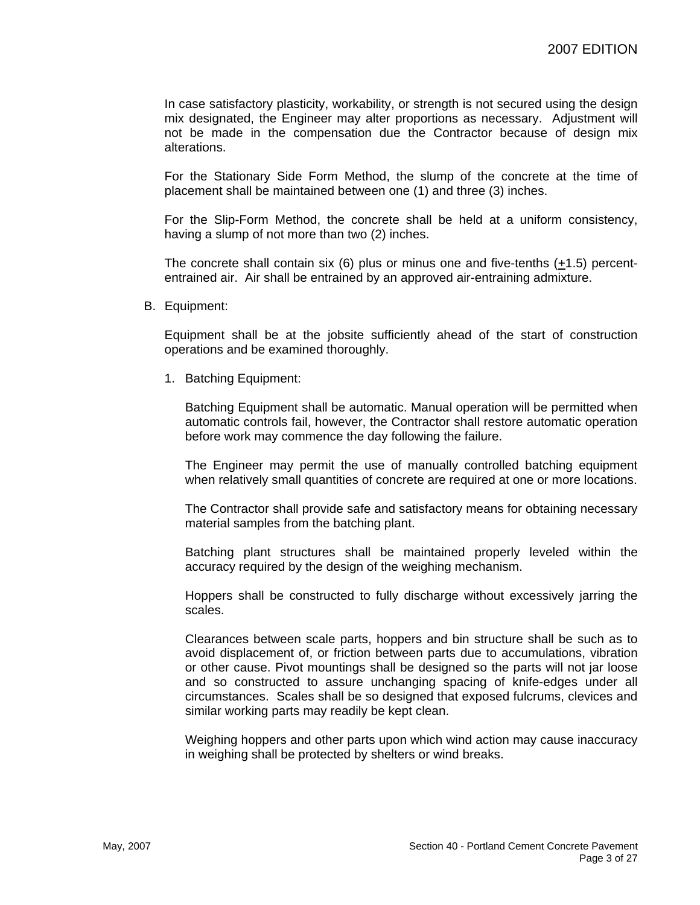In case satisfactory plasticity, workability, or strength is not secured using the design mix designated, the Engineer may alter proportions as necessary. Adjustment will not be made in the compensation due the Contractor because of design mix alterations.

For the Stationary Side Form Method, the slump of the concrete at the time of placement shall be maintained between one (1) and three (3) inches.

For the Slip-Form Method, the concrete shall be held at a uniform consistency, having a slump of not more than two (2) inches.

The concrete shall contain six (6) plus or minus one and five-tenths ($\pm$1.5) percent-entrained air. Air shall be entrained by an approved air-entraining admixture.

B. Equipment:

Equipment shall be at the jobsite sufficiently ahead of the start of construction operations and be examined thoroughly.

1. Batching Equipment:

   Batching Equipment shall be automatic. Manual operation will be permitted when automatic controls fail, however, the Contractor shall restore automatic operation before work may commence the day following the failure.

   The Engineer may permit the use of manually controlled batching equipment when relatively small quantities of concrete are required at one or more locations.

   The Contractor shall provide safe and satisfactory means for obtaining necessary material samples from the batching plant.

   Batching plant structures shall be maintained properly leveled within the accuracy required by the design of the weighing mechanism.

   Hoppers shall be constructed to fully discharge without excessively jarring the scales.

   Clearances between scale parts, hoppers and bin structure shall be such as to avoid displacement of, or friction between parts due to accumulations, vibration or other cause. Pivot mountings shall be designed so the parts will not jar loose and so constructed to assure unchanging spacing of knife-edges under all circumstances. Scales shall be so designed that exposed fulcrums, clevices and similar working parts may readily be kept clean.

   Weighing hoppers and other parts upon which wind action may cause inaccuracy in weighing shall be protected by shelters or wind breaks.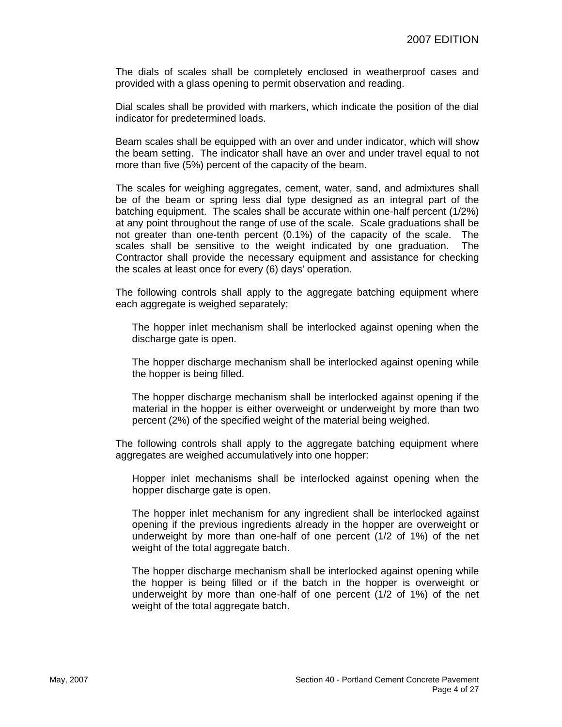The dials of scales shall be completely enclosed in weatherproof cases and provided with a glass opening to permit observation and reading.

Dial scales shall be provided with markers, which indicate the position of the dial indicator for predetermined loads.

Beam scales shall be equipped with an over and under indicator, which will show the beam setting. The indicator shall have an over and under travel equal to not more than five (5%) percent of the capacity of the beam.

The scales for weighing aggregates, cement, water, sand, and admixtures shall be of the beam or spring less dial type designed as an integral part of the batching equipment. The scales shall be accurate within one-half percent (1/2%) at any point throughout the range of use of the scale. Scale graduations shall be not greater than one-tenth percent (0.1%) of the capacity of the scale. The scales shall be sensitive to the weight indicated by one graduation. The Contractor shall provide the necessary equipment and assistance for checking the scales at least once for every (6) days' operation.

The following controls shall apply to the aggregate batching equipment where each aggregate is weighed separately:

> The hopper inlet mechanism shall be interlocked against opening when the discharge gate is open.
>
> The hopper discharge mechanism shall be interlocked against opening while the hopper is being filled.
>
> The hopper discharge mechanism shall be interlocked against opening if the material in the hopper is either overweight or underweight by more than two percent (2%) of the specified weight of the material being weighed.

The following controls shall apply to the aggregate batching equipment where aggregates are weighed accumulatively into one hopper:

> Hopper inlet mechanisms shall be interlocked against opening when the hopper discharge gate is open.
>
> The hopper inlet mechanism for any ingredient shall be interlocked against opening if the previous ingredients already in the hopper are overweight or underweight by more than one-half of one percent (1/2 of 1%) of the net weight of the total aggregate batch.
>
> The hopper discharge mechanism shall be interlocked against opening while the hopper is being filled or if the batch in the hopper is overweight or underweight by more than one-half of one percent (1/2 of 1%) of the net weight of the total aggregate batch.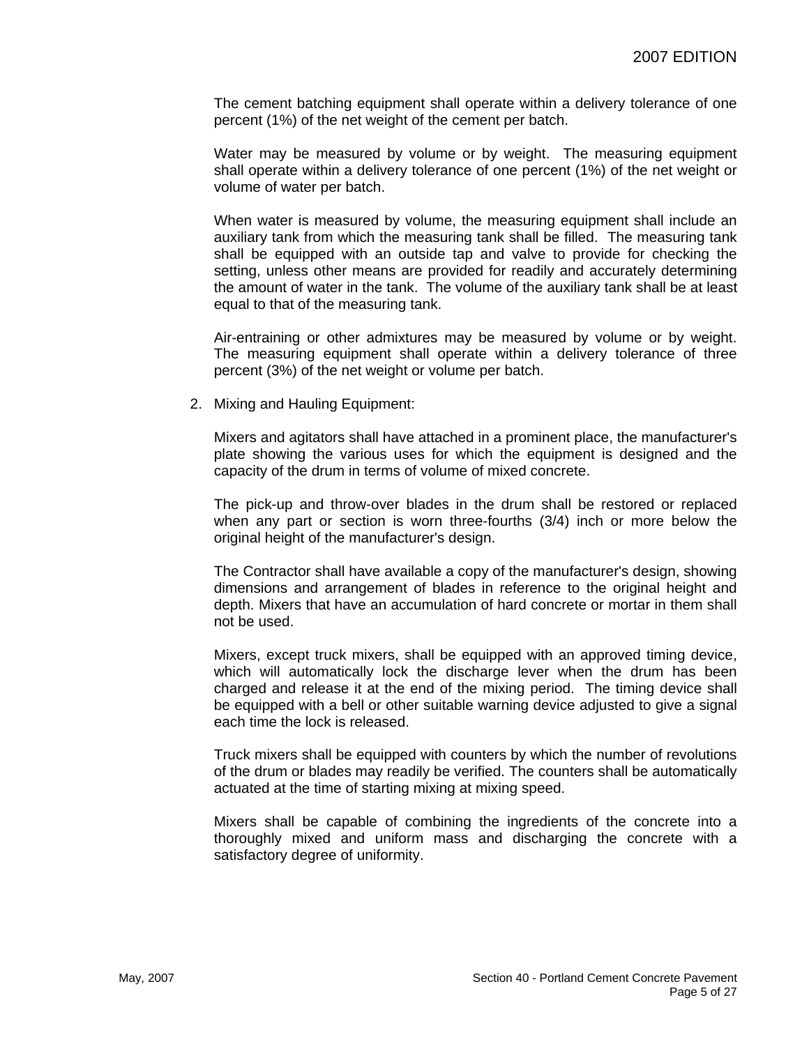The cement batching equipment shall operate within a delivery tolerance of one percent (1%) of the net weight of the cement per batch.

Water may be measured by volume or by weight. The measuring equipment shall operate within a delivery tolerance of one percent (1%) of the net weight or volume of water per batch.

When water is measured by volume, the measuring equipment shall include an auxiliary tank from which the measuring tank shall be filled. The measuring tank shall be equipped with an outside tap and valve to provide for checking the setting, unless other means are provided for readily and accurately determining the amount of water in the tank. The volume of the auxiliary tank shall be at least equal to that of the measuring tank.

Air-entraining or other admixtures may be measured by volume or by weight. The measuring equipment shall operate within a delivery tolerance of three percent (3%) of the net weight or volume per batch.

2. Mixing and Hauling Equipment:

Mixers and agitators shall have attached in a prominent place, the manufacturer's plate showing the various uses for which the equipment is designed and the capacity of the drum in terms of volume of mixed concrete.

The pick-up and throw-over blades in the drum shall be restored or replaced when any part or section is worn three-fourths (3/4) inch or more below the original height of the manufacturer's design.

The Contractor shall have available a copy of the manufacturer's design, showing dimensions and arrangement of blades in reference to the original height and depth. Mixers that have an accumulation of hard concrete or mortar in them shall not be used.

Mixers, except truck mixers, shall be equipped with an approved timing device, which will automatically lock the discharge lever when the drum has been charged and release it at the end of the mixing period. The timing device shall be equipped with a bell or other suitable warning device adjusted to give a signal each time the lock is released.

Truck mixers shall be equipped with counters by which the number of revolutions of the drum or blades may readily be verified. The counters shall be automatically actuated at the time of starting mixing at mixing speed.

Mixers shall be capable of combining the ingredients of the concrete into a thoroughly mixed and uniform mass and discharging the concrete with a satisfactory degree of uniformity.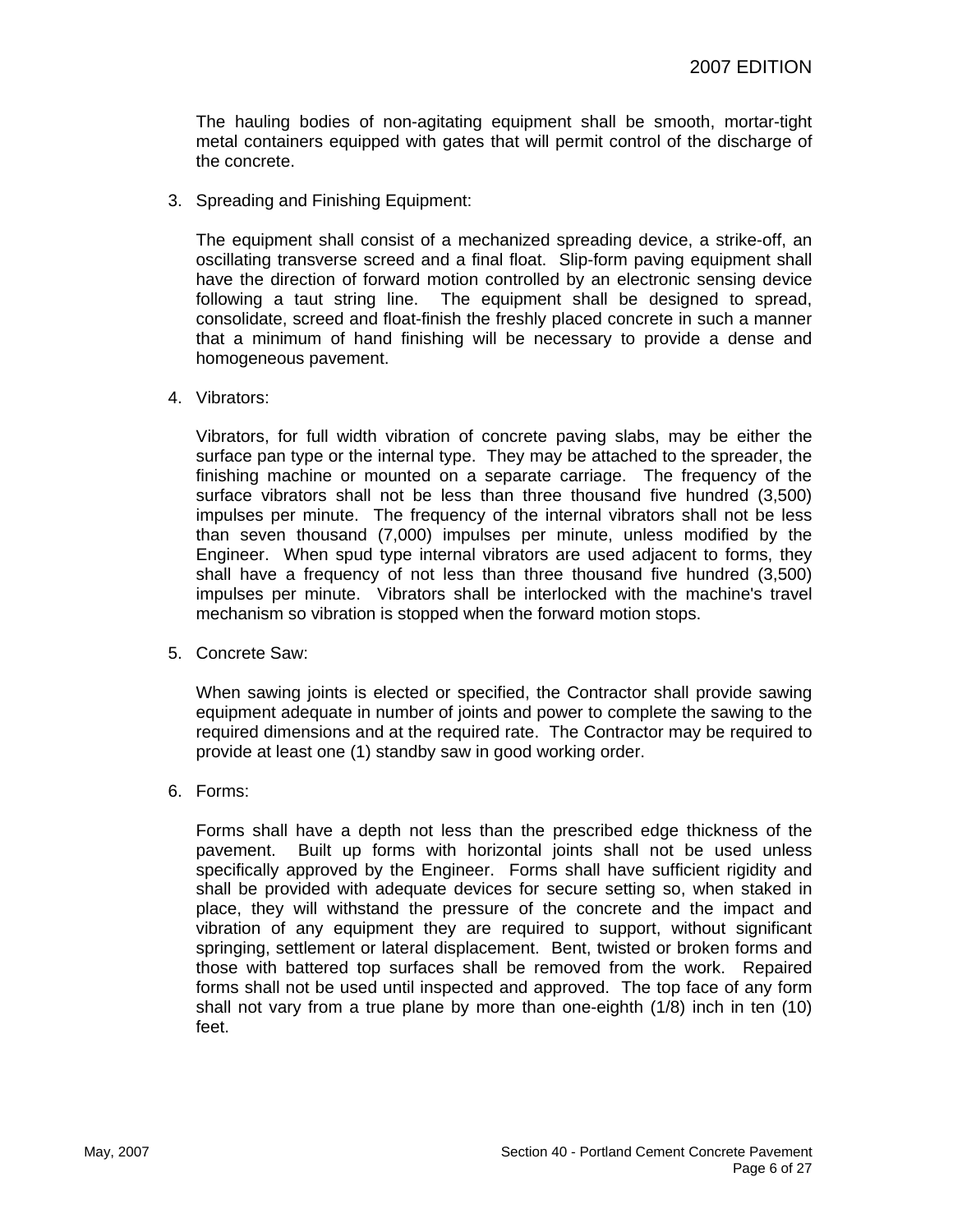The hauling bodies of non-agitating equipment shall be smooth, mortar-tight metal containers equipped with gates that will permit control of the discharge of the concrete.

3. Spreading and Finishing Equipment:

   The equipment shall consist of a mechanized spreading device, a strike-off, an oscillating transverse screed and a final float. Slip-form paving equipment shall have the direction of forward motion controlled by an electronic sensing device following a taut string line. The equipment shall be designed to spread, consolidate, screed and float-finish the freshly placed concrete in such a manner that a minimum of hand finishing will be necessary to provide a dense and homogeneous pavement.

4. Vibrators:

   Vibrators, for full width vibration of concrete paving slabs, may be either the surface pan type or the internal type. They may be attached to the spreader, the finishing machine or mounted on a separate carriage. The frequency of the surface vibrators shall not be less than three thousand five hundred (3,500) impulses per minute. The frequency of the internal vibrators shall not be less than seven thousand (7,000) impulses per minute, unless modified by the Engineer. When spud type internal vibrators are used adjacent to forms, they shall have a frequency of not less than three thousand five hundred (3,500) impulses per minute. Vibrators shall be interlocked with the machine's travel mechanism so vibration is stopped when the forward motion stops.

5. Concrete Saw:

   When sawing joints is elected or specified, the Contractor shall provide sawing equipment adequate in number of joints and power to complete the sawing to the required dimensions and at the required rate. The Contractor may be required to provide at least one (1) standby saw in good working order.

6. Forms:

   Forms shall have a depth not less than the prescribed edge thickness of the pavement. Built up forms with horizontal joints shall not be used unless specifically approved by the Engineer. Forms shall have sufficient rigidity and shall be provided with adequate devices for secure setting so, when staked in place, they will withstand the pressure of the concrete and the impact and vibration of any equipment they are required to support, without significant springing, settlement or lateral displacement. Bent, twisted or broken forms and those with battered top surfaces shall be removed from the work. Repaired forms shall not be used until inspected and approved. The top face of any form shall not vary from a true plane by more than one-eighth (1/8) inch in ten (10) feet.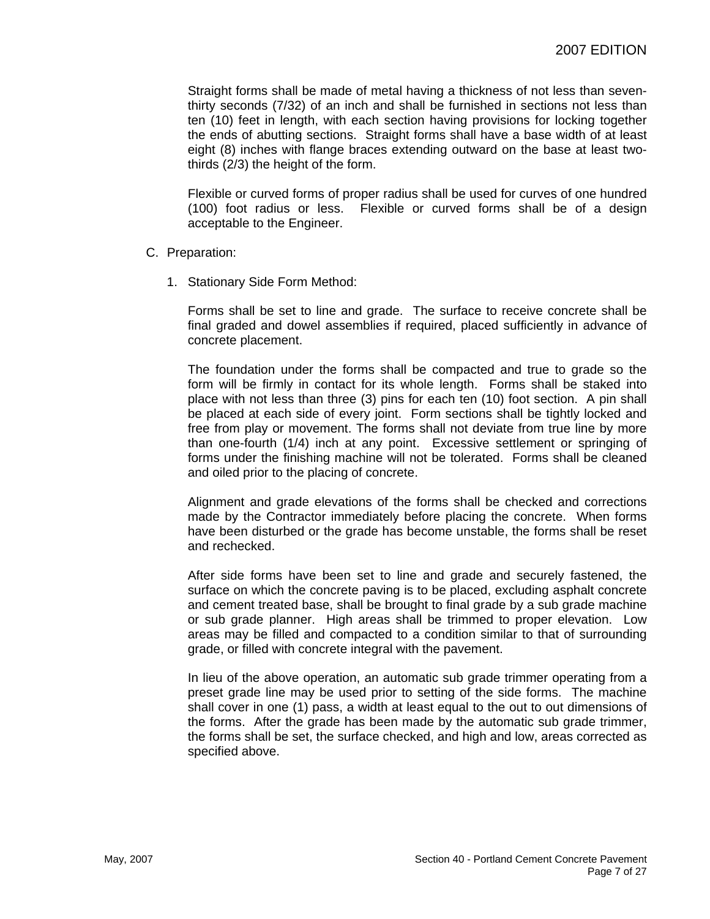Straight forms shall be made of metal having a thickness of not less than seven-thirty seconds (7/32) of an inch and shall be furnished in sections not less than ten (10) feet in length, with each section having provisions for locking together the ends of abutting sections. Straight forms shall have a base width of at least eight (8) inches with flange braces extending outward on the base at least two-thirds (2/3) the height of the form.

Flexible or curved forms of proper radius shall be used for curves of one hundred (100) foot radius or less. Flexible or curved forms shall be of a design acceptable to the Engineer.

C. Preparation:

1. Stationary Side Form Method:

Forms shall be set to line and grade. The surface to receive concrete shall be final graded and dowel assemblies if required, placed sufficiently in advance of concrete placement.

The foundation under the forms shall be compacted and true to grade so the form will be firmly in contact for its whole length. Forms shall be staked into place with not less than three (3) pins for each ten (10) foot section. A pin shall be placed at each side of every joint. Form sections shall be tightly locked and free from play or movement. The forms shall not deviate from true line by more than one-fourth (1/4) inch at any point. Excessive settlement or springing of forms under the finishing machine will not be tolerated. Forms shall be cleaned and oiled prior to the placing of concrete.

Alignment and grade elevations of the forms shall be checked and corrections made by the Contractor immediately before placing the concrete. When forms have been disturbed or the grade has become unstable, the forms shall be reset and rechecked.

After side forms have been set to line and grade and securely fastened, the surface on which the concrete paving is to be placed, excluding asphalt concrete and cement treated base, shall be brought to final grade by a sub grade machine or sub grade planner. High areas shall be trimmed to proper elevation. Low areas may be filled and compacted to a condition similar to that of surrounding grade, or filled with concrete integral with the pavement.

In lieu of the above operation, an automatic sub grade trimmer operating from a preset grade line may be used prior to setting of the side forms. The machine shall cover in one (1) pass, a width at least equal to the out to out dimensions of the forms. After the grade has been made by the automatic sub grade trimmer, the forms shall be set, the surface checked, and high and low, areas corrected as specified above.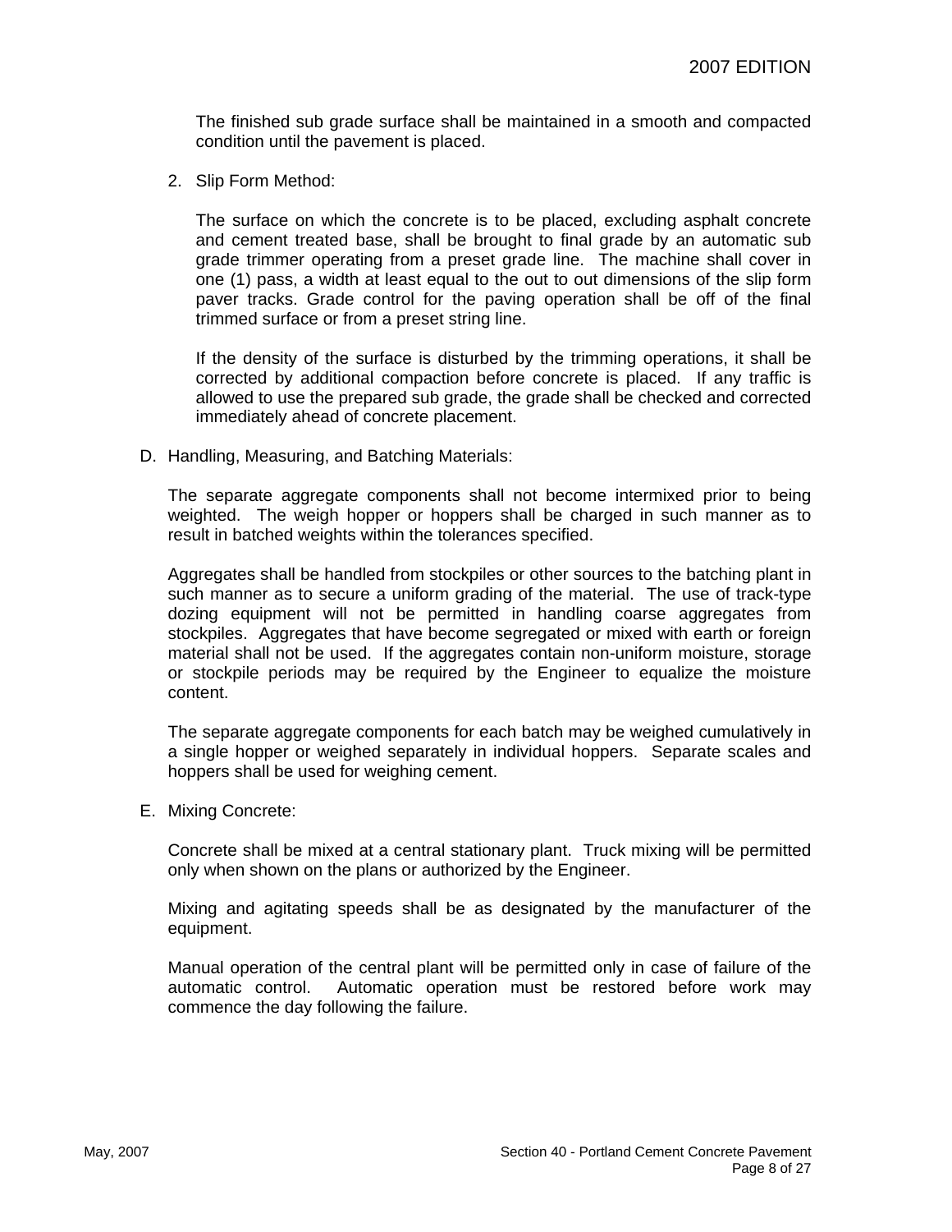The finished sub grade surface shall be maintained in a smooth and compacted condition until the pavement is placed.

2. Slip Form Method:

   The surface on which the concrete is to be placed, excluding asphalt concrete and cement treated base, shall be brought to final grade by an automatic sub grade trimmer operating from a preset grade line. The machine shall cover in one (1) pass, a width at least equal to the out to out dimensions of the slip form paver tracks. Grade control for the paving operation shall be off of the final trimmed surface or from a preset string line.

   If the density of the surface is disturbed by the trimming operations, it shall be corrected by additional compaction before concrete is placed. If any traffic is allowed to use the prepared sub grade, the grade shall be checked and corrected immediately ahead of concrete placement.

D. Handling, Measuring, and Batching Materials:

The separate aggregate components shall not become intermixed prior to being weighted. The weigh hopper or hoppers shall be charged in such manner as to result in batched weights within the tolerances specified.

Aggregates shall be handled from stockpiles or other sources to the batching plant in such manner as to secure a uniform grading of the material. The use of track-type dozing equipment will not be permitted in handling coarse aggregates from stockpiles. Aggregates that have become segregated or mixed with earth or foreign material shall not be used. If the aggregates contain non-uniform moisture, storage or stockpile periods may be required by the Engineer to equalize the moisture content.

The separate aggregate components for each batch may be weighed cumulatively in a single hopper or weighed separately in individual hoppers. Separate scales and hoppers shall be used for weighing cement.

E. Mixing Concrete:

Concrete shall be mixed at a central stationary plant. Truck mixing will be permitted only when shown on the plans or authorized by the Engineer.

Mixing and agitating speeds shall be as designated by the manufacturer of the equipment.

Manual operation of the central plant will be permitted only in case of failure of the automatic control. Automatic operation must be restored before work may commence the day following the failure.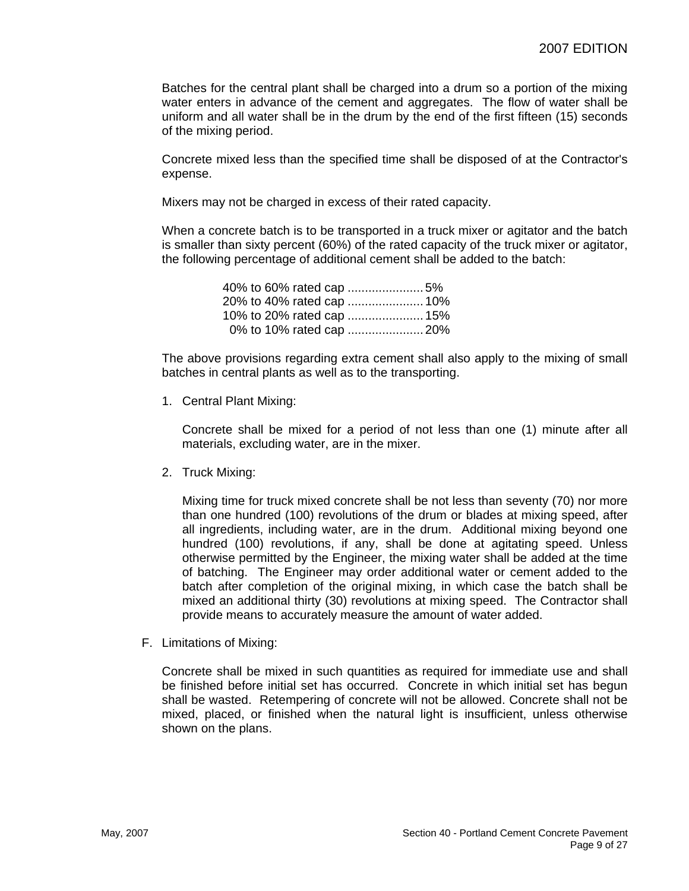Batches for the central plant shall be charged into a drum so a portion of the mixing water enters in advance of the cement and aggregates. The flow of water shall be uniform and all water shall be in the drum by the end of the first fifteen (15) seconds of the mixing period.

Concrete mixed less than the specified time shall be disposed of at the Contractor's expense.

Mixers may not be charged in excess of their rated capacity.

When a concrete batch is to be transported in a truck mixer or agitator and the batch is smaller than sixty percent (60%) of the rated capacity of the truck mixer or agitator, the following percentage of additional cement shall be added to the batch:

40% to 60% rated cap ...................... 5%
20% to 40% rated cap ...................... 10%
10% to 20% rated cap ...................... 15%
0% to 10% rated cap ...................... 20%

The above provisions regarding extra cement shall also apply to the mixing of small batches in central plants as well as to the transporting.

1. Central Plant Mixing:

   Concrete shall be mixed for a period of not less than one (1) minute after all materials, excluding water, are in the mixer.

2. Truck Mixing:

   Mixing time for truck mixed concrete shall be not less than seventy (70) nor more than one hundred (100) revolutions of the drum or blades at mixing speed, after all ingredients, including water, are in the drum. Additional mixing beyond one hundred (100) revolutions, if any, shall be done at agitating speed. Unless otherwise permitted by the Engineer, the mixing water shall be added at the time of batching. The Engineer may order additional water or cement added to the batch after completion of the original mixing, in which case the batch shall be mixed an additional thirty (30) revolutions at mixing speed. The Contractor shall provide means to accurately measure the amount of water added.

F. Limitations of Mixing:

Concrete shall be mixed in such quantities as required for immediate use and shall be finished before initial set has occurred. Concrete in which initial set has begun shall be wasted. Retempering of concrete will not be allowed. Concrete shall not be mixed, placed, or finished when the natural light is insufficient, unless otherwise shown on the plans.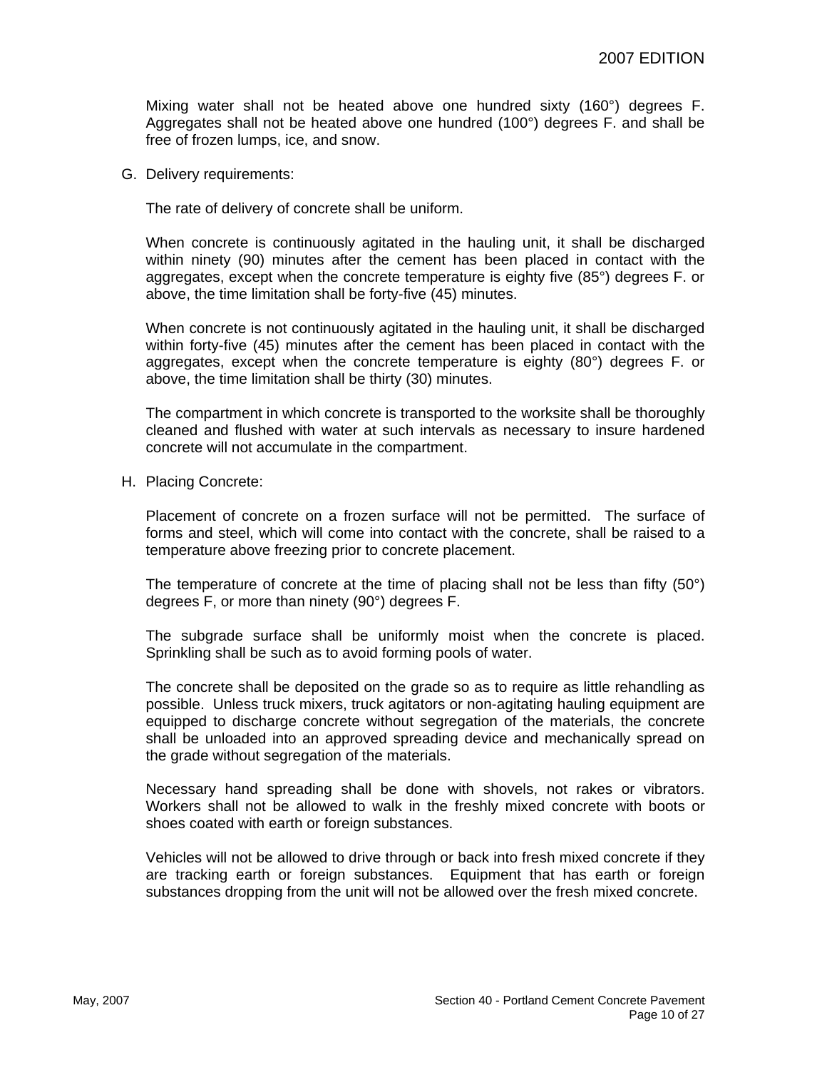Mixing water shall not be heated above one hundred sixty (160°) degrees F. Aggregates shall not be heated above one hundred (100°) degrees F. and shall be free of frozen lumps, ice, and snow.

G. Delivery requirements:

The rate of delivery of concrete shall be uniform.

When concrete is continuously agitated in the hauling unit, it shall be discharged within ninety (90) minutes after the cement has been placed in contact with the aggregates, except when the concrete temperature is eighty five (85°) degrees F. or above, the time limitation shall be forty-five (45) minutes.

When concrete is not continuously agitated in the hauling unit, it shall be discharged within forty-five (45) minutes after the cement has been placed in contact with the aggregates, except when the concrete temperature is eighty (80°) degrees F. or above, the time limitation shall be thirty (30) minutes.

The compartment in which concrete is transported to the worksite shall be thoroughly cleaned and flushed with water at such intervals as necessary to insure hardened concrete will not accumulate in the compartment.

H. Placing Concrete:

Placement of concrete on a frozen surface will not be permitted. The surface of forms and steel, which will come into contact with the concrete, shall be raised to a temperature above freezing prior to concrete placement.

The temperature of concrete at the time of placing shall not be less than fifty (50°) degrees F, or more than ninety (90°) degrees F.

The subgrade surface shall be uniformly moist when the concrete is placed. Sprinkling shall be such as to avoid forming pools of water.

The concrete shall be deposited on the grade so as to require as little rehandling as possible. Unless truck mixers, truck agitators or non-agitating hauling equipment are equipped to discharge concrete without segregation of the materials, the concrete shall be unloaded into an approved spreading device and mechanically spread on the grade without segregation of the materials.

Necessary hand spreading shall be done with shovels, not rakes or vibrators. Workers shall not be allowed to walk in the freshly mixed concrete with boots or shoes coated with earth or foreign substances.

Vehicles will not be allowed to drive through or back into fresh mixed concrete if they are tracking earth or foreign substances. Equipment that has earth or foreign substances dropping from the unit will not be allowed over the fresh mixed concrete.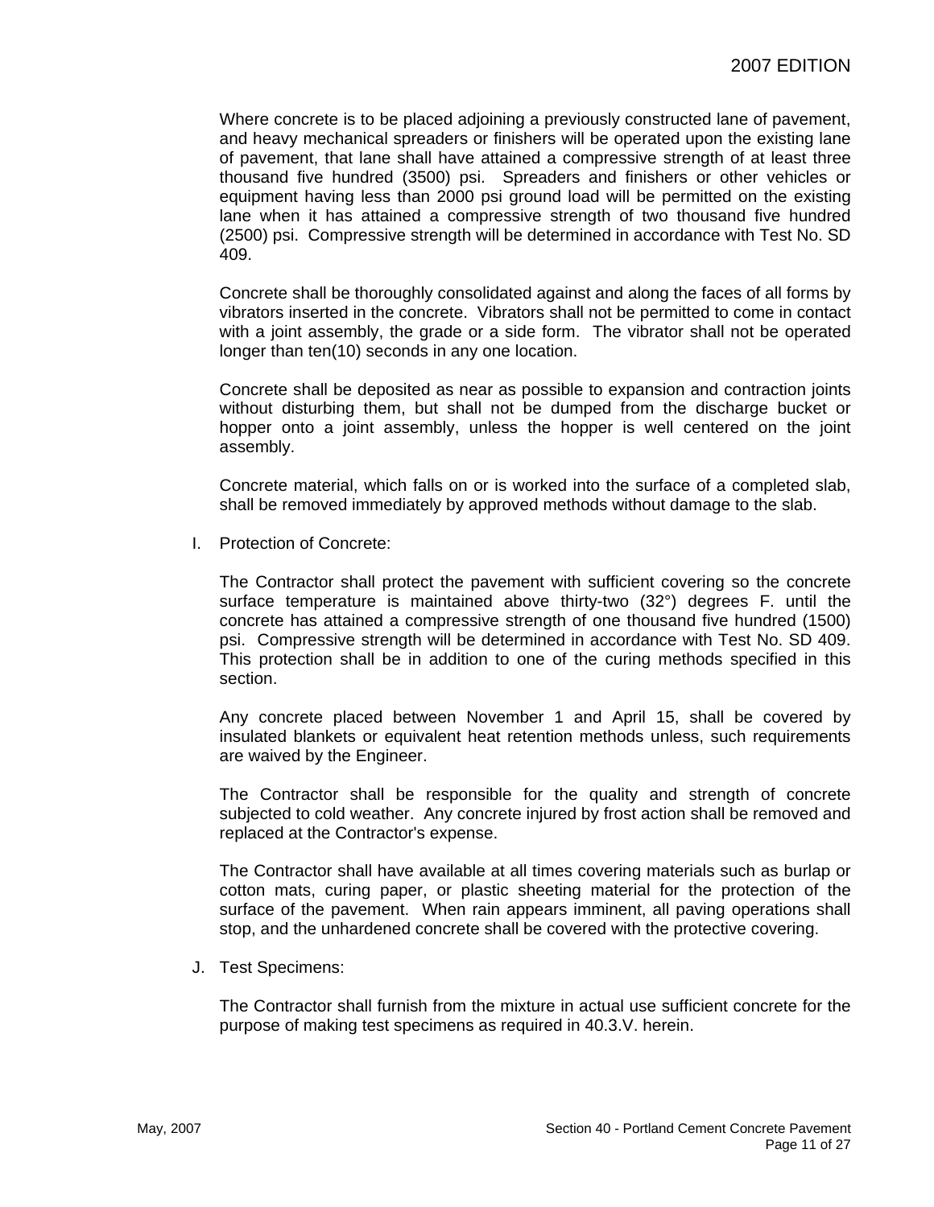Where concrete is to be placed adjoining a previously constructed lane of pavement, and heavy mechanical spreaders or finishers will be operated upon the existing lane of pavement, that lane shall have attained a compressive strength of at least three thousand five hundred (3500) psi. Spreaders and finishers or other vehicles or equipment having less than 2000 psi ground load will be permitted on the existing lane when it has attained a compressive strength of two thousand five hundred (2500) psi. Compressive strength will be determined in accordance with Test No. SD 409.

Concrete shall be thoroughly consolidated against and along the faces of all forms by vibrators inserted in the concrete. Vibrators shall not be permitted to come in contact with a joint assembly, the grade or a side form. The vibrator shall not be operated longer than ten(10) seconds in any one location.

Concrete shall be deposited as near as possible to expansion and contraction joints without disturbing them, but shall not be dumped from the discharge bucket or hopper onto a joint assembly, unless the hopper is well centered on the joint assembly.

Concrete material, which falls on or is worked into the surface of a completed slab, shall be removed immediately by approved methods without damage to the slab.

I. Protection of Concrete:

The Contractor shall protect the pavement with sufficient covering so the concrete surface temperature is maintained above thirty-two (32°) degrees F. until the concrete has attained a compressive strength of one thousand five hundred (1500) psi. Compressive strength will be determined in accordance with Test No. SD 409. This protection shall be in addition to one of the curing methods specified in this section.

Any concrete placed between November 1 and April 15, shall be covered by insulated blankets or equivalent heat retention methods unless, such requirements are waived by the Engineer.

The Contractor shall be responsible for the quality and strength of concrete subjected to cold weather. Any concrete injured by frost action shall be removed and replaced at the Contractor's expense.

The Contractor shall have available at all times covering materials such as burlap or cotton mats, curing paper, or plastic sheeting material for the protection of the surface of the pavement. When rain appears imminent, all paving operations shall stop, and the unhardened concrete shall be covered with the protective covering.

J. Test Specimens:

The Contractor shall furnish from the mixture in actual use sufficient concrete for the purpose of making test specimens as required in 40.3.V. herein.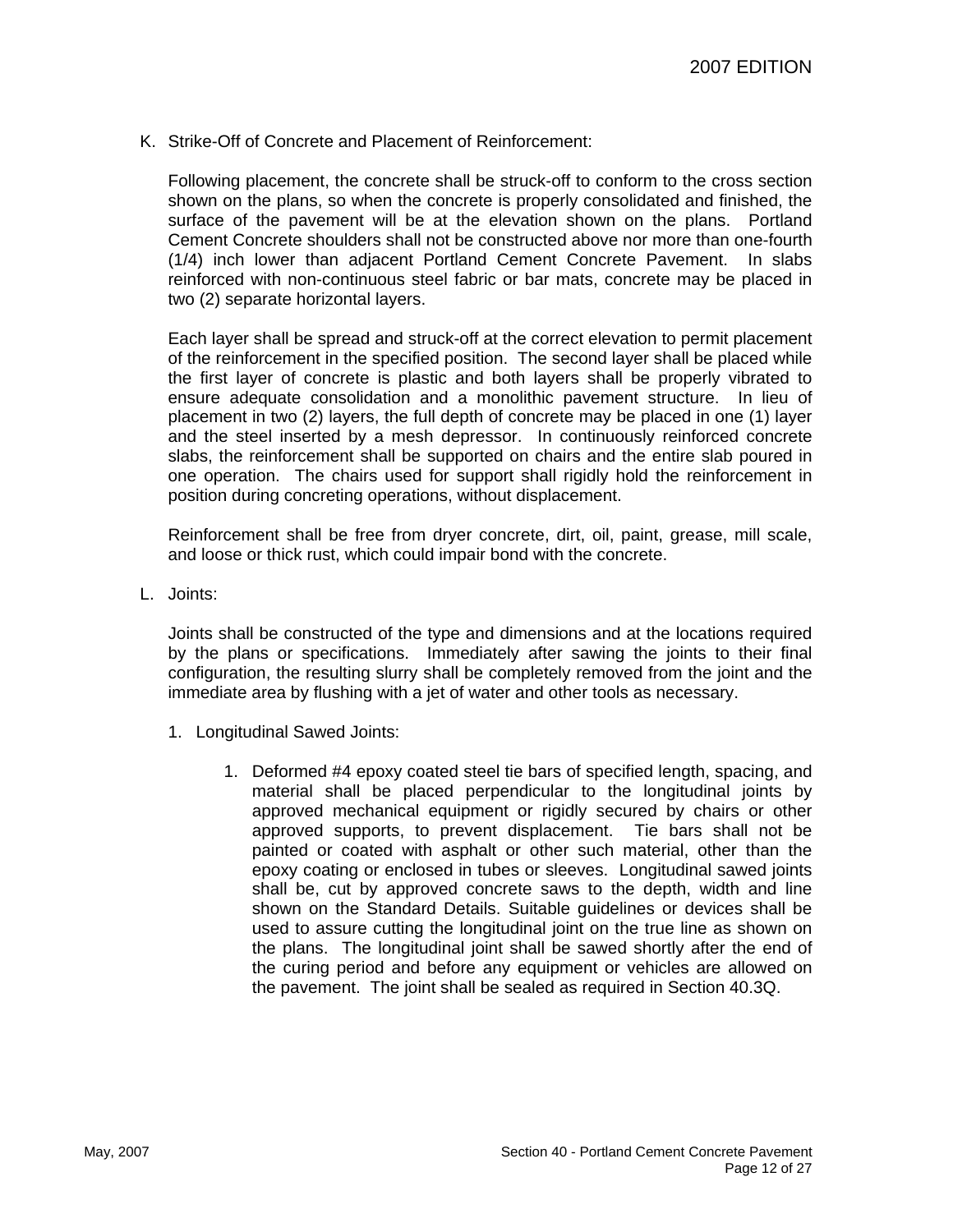K. Strike-Off of Concrete and Placement of Reinforcement:

Following placement, the concrete shall be struck-off to conform to the cross section shown on the plans, so when the concrete is properly consolidated and finished, the surface of the pavement will be at the elevation shown on the plans. Portland Cement Concrete shoulders shall not be constructed above nor more than one-fourth (1/4) inch lower than adjacent Portland Cement Concrete Pavement. In slabs reinforced with non-continuous steel fabric or bar mats, concrete may be placed in two (2) separate horizontal layers.

Each layer shall be spread and struck-off at the correct elevation to permit placement of the reinforcement in the specified position. The second layer shall be placed while the first layer of concrete is plastic and both layers shall be properly vibrated to ensure adequate consolidation and a monolithic pavement structure. In lieu of placement in two (2) layers, the full depth of concrete may be placed in one (1) layer and the steel inserted by a mesh depressor. In continuously reinforced concrete slabs, the reinforcement shall be supported on chairs and the entire slab poured in one operation. The chairs used for support shall rigidly hold the reinforcement in position during concreting operations, without displacement.

Reinforcement shall be free from dryer concrete, dirt, oil, paint, grease, mill scale, and loose or thick rust, which could impair bond with the concrete.

L. Joints:

Joints shall be constructed of the type and dimensions and at the locations required by the plans or specifications. Immediately after sawing the joints to their final configuration, the resulting slurry shall be completely removed from the joint and the immediate area by flushing with a jet of water and other tools as necessary.

1. Longitudinal Sawed Joints:

   1. Deformed #4 epoxy coated steel tie bars of specified length, spacing, and material shall be placed perpendicular to the longitudinal joints by approved mechanical equipment or rigidly secured by chairs or other approved supports, to prevent displacement. Tie bars shall not be painted or coated with asphalt or other such material, other than the epoxy coating or enclosed in tubes or sleeves. Longitudinal sawed joints shall be, cut by approved concrete saws to the depth, width and line shown on the Standard Details. Suitable guidelines or devices shall be used to assure cutting the longitudinal joint on the true line as shown on the plans. The longitudinal joint shall be sawed shortly after the end of the curing period and before any equipment or vehicles are allowed on the pavement. The joint shall be sealed as required in Section 40.3Q.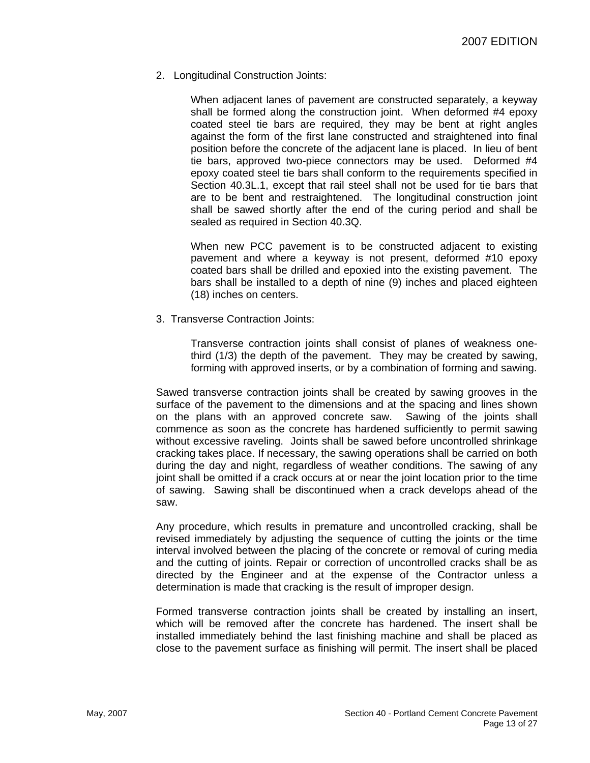2. Longitudinal Construction Joints:

When adjacent lanes of pavement are constructed separately, a keyway shall be formed along the construction joint. When deformed #4 epoxy coated steel tie bars are required, they may be bent at right angles against the form of the first lane constructed and straightened into final position before the concrete of the adjacent lane is placed. In lieu of bent tie bars, approved two-piece connectors may be used. Deformed #4 epoxy coated steel tie bars shall conform to the requirements specified in Section 40.3L.1, except that rail steel shall not be used for tie bars that are to be bent and restraightened. The longitudinal construction joint shall be sawed shortly after the end of the curing period and shall be sealed as required in Section 40.3Q.

When new PCC pavement is to be constructed adjacent to existing pavement and where a keyway is not present, deformed #10 epoxy coated bars shall be drilled and epoxied into the existing pavement. The bars shall be installed to a depth of nine (9) inches and placed eighteen (18) inches on centers.

3. Transverse Contraction Joints:

Transverse contraction joints shall consist of planes of weakness one-third (1/3) the depth of the pavement. They may be created by sawing, forming with approved inserts, or by a combination of forming and sawing.

Sawed transverse contraction joints shall be created by sawing grooves in the surface of the pavement to the dimensions and at the spacing and lines shown on the plans with an approved concrete saw. Sawing of the joints shall commence as soon as the concrete has hardened sufficiently to permit sawing without excessive raveling. Joints shall be sawed before uncontrolled shrinkage cracking takes place. If necessary, the sawing operations shall be carried on both during the day and night, regardless of weather conditions. The sawing of any joint shall be omitted if a crack occurs at or near the joint location prior to the time of sawing. Sawing shall be discontinued when a crack develops ahead of the saw.

Any procedure, which results in premature and uncontrolled cracking, shall be revised immediately by adjusting the sequence of cutting the joints or the time interval involved between the placing of the concrete or removal of curing media and the cutting of joints. Repair or correction of uncontrolled cracks shall be as directed by the Engineer and at the expense of the Contractor unless a determination is made that cracking is the result of improper design.

Formed transverse contraction joints shall be created by installing an insert, which will be removed after the concrete has hardened. The insert shall be installed immediately behind the last finishing machine and shall be placed as close to the pavement surface as finishing will permit. The insert shall be placed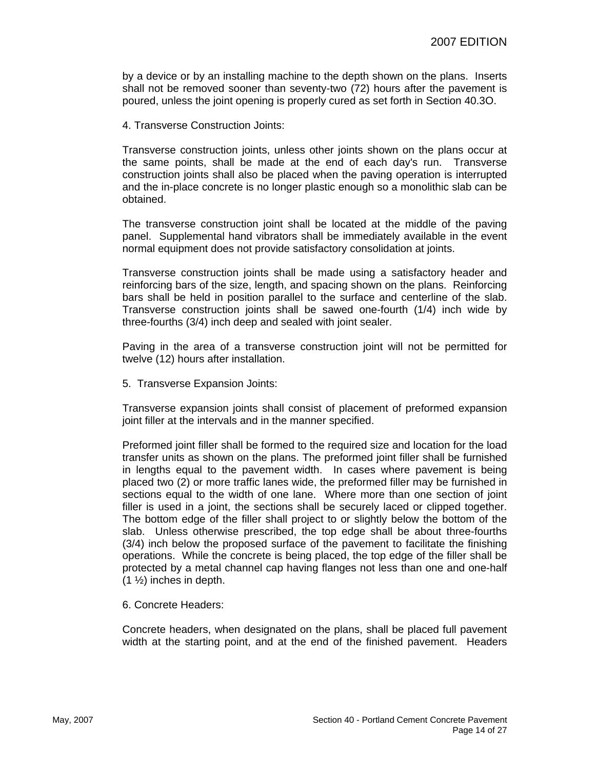by a device or by an installing machine to the depth shown on the plans. Inserts shall not be removed sooner than seventy-two (72) hours after the pavement is poured, unless the joint opening is properly cured as set forth in Section 40.3O.

4. Transverse Construction Joints:

Transverse construction joints, unless other joints shown on the plans occur at the same points, shall be made at the end of each day's run. Transverse construction joints shall also be placed when the paving operation is interrupted and the in-place concrete is no longer plastic enough so a monolithic slab can be obtained.

The transverse construction joint shall be located at the middle of the paving panel. Supplemental hand vibrators shall be immediately available in the event normal equipment does not provide satisfactory consolidation at joints.

Transverse construction joints shall be made using a satisfactory header and reinforcing bars of the size, length, and spacing shown on the plans. Reinforcing bars shall be held in position parallel to the surface and centerline of the slab. Transverse construction joints shall be sawed one-fourth (1/4) inch wide by three-fourths (3/4) inch deep and sealed with joint sealer.

Paving in the area of a transverse construction joint will not be permitted for twelve (12) hours after installation.

5. Transverse Expansion Joints:

Transverse expansion joints shall consist of placement of preformed expansion joint filler at the intervals and in the manner specified.

Preformed joint filler shall be formed to the required size and location for the load transfer units as shown on the plans. The preformed joint filler shall be furnished in lengths equal to the pavement width. In cases where pavement is being placed two (2) or more traffic lanes wide, the preformed filler may be furnished in sections equal to the width of one lane. Where more than one section of joint filler is used in a joint, the sections shall be securely laced or clipped together. The bottom edge of the filler shall project to or slightly below the bottom of the slab. Unless otherwise prescribed, the top edge shall be about three-fourths (3/4) inch below the proposed surface of the pavement to facilitate the finishing operations. While the concrete is being placed, the top edge of the filler shall be protected by a metal channel cap having flanges not less than one and one-half (1 ½) inches in depth.

6. Concrete Headers:

Concrete headers, when designated on the plans, shall be placed full pavement width at the starting point, and at the end of the finished pavement. Headers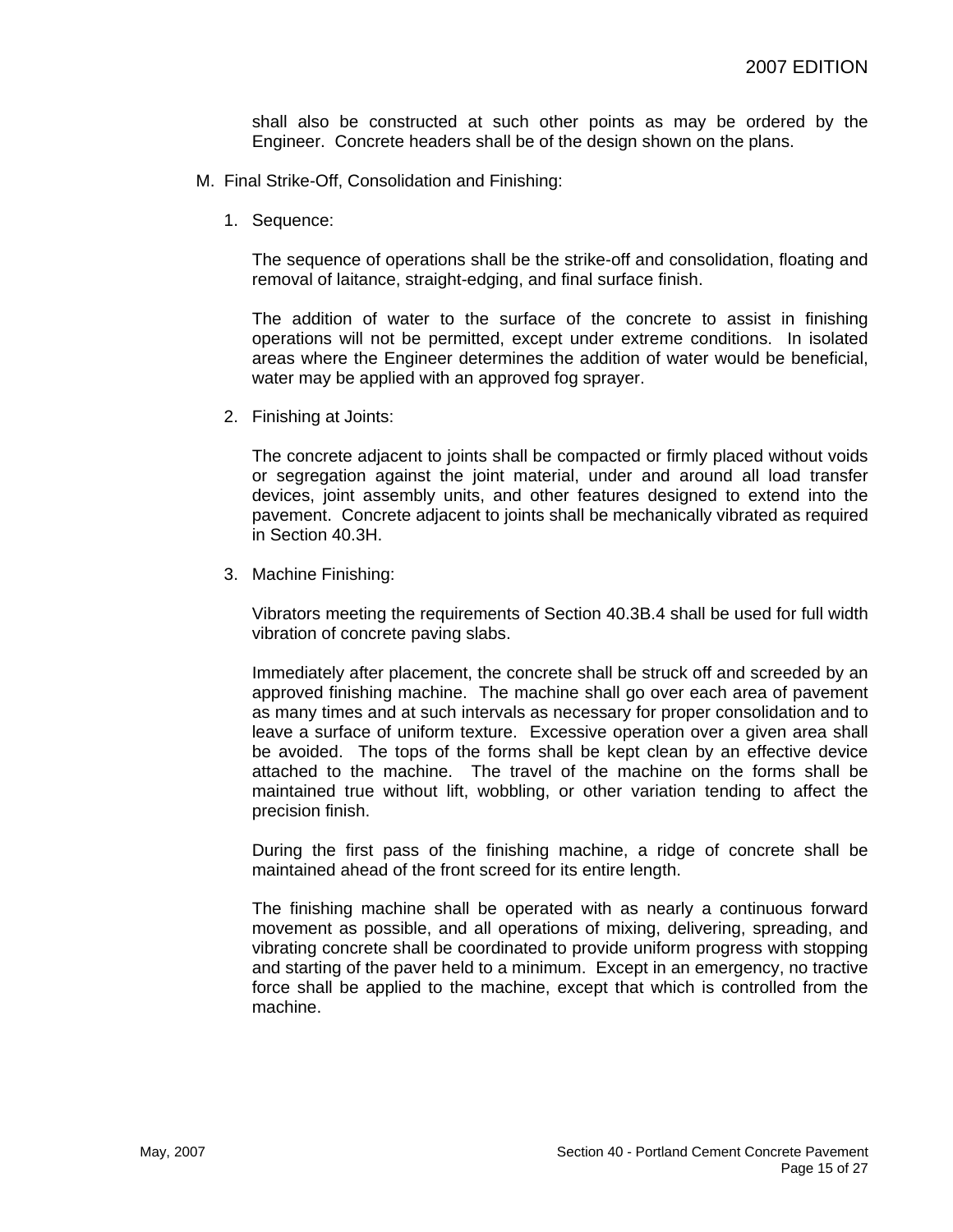shall also be constructed at such other points as may be ordered by the Engineer. Concrete headers shall be of the design shown on the plans.

M. Final Strike-Off, Consolidation and Finishing:

1. Sequence:

   The sequence of operations shall be the strike-off and consolidation, floating and removal of laitance, straight-edging, and final surface finish.

   The addition of water to the surface of the concrete to assist in finishing operations will not be permitted, except under extreme conditions. In isolated areas where the Engineer determines the addition of water would be beneficial, water may be applied with an approved fog sprayer.

2. Finishing at Joints:

   The concrete adjacent to joints shall be compacted or firmly placed without voids or segregation against the joint material, under and around all load transfer devices, joint assembly units, and other features designed to extend into the pavement. Concrete adjacent to joints shall be mechanically vibrated as required in Section 40.3H.

3. Machine Finishing:

   Vibrators meeting the requirements of Section 40.3B.4 shall be used for full width vibration of concrete paving slabs.

   Immediately after placement, the concrete shall be struck off and screeded by an approved finishing machine. The machine shall go over each area of pavement as many times and at such intervals as necessary for proper consolidation and to leave a surface of uniform texture. Excessive operation over a given area shall be avoided. The tops of the forms shall be kept clean by an effective device attached to the machine. The travel of the machine on the forms shall be maintained true without lift, wobbling, or other variation tending to affect the precision finish.

   During the first pass of the finishing machine, a ridge of concrete shall be maintained ahead of the front screed for its entire length.

   The finishing machine shall be operated with as nearly a continuous forward movement as possible, and all operations of mixing, delivering, spreading, and vibrating concrete shall be coordinated to provide uniform progress with stopping and starting of the paver held to a minimum. Except in an emergency, no tractive force shall be applied to the machine, except that which is controlled from the machine.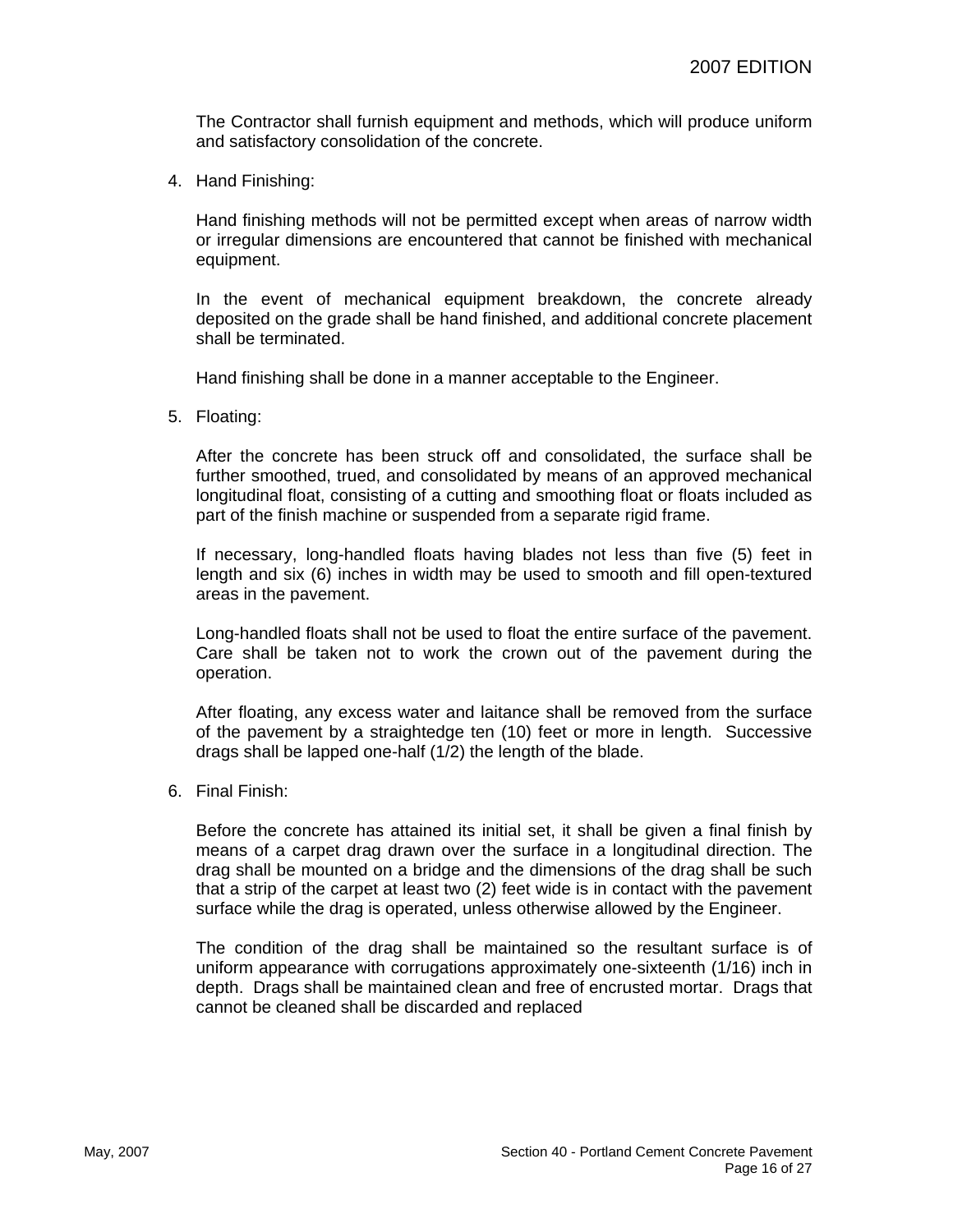The Contractor shall furnish equipment and methods, which will produce uniform and satisfactory consolidation of the concrete.

4. Hand Finishing:

   Hand finishing methods will not be permitted except when areas of narrow width or irregular dimensions are encountered that cannot be finished with mechanical equipment.

   In the event of mechanical equipment breakdown, the concrete already deposited on the grade shall be hand finished, and additional concrete placement shall be terminated.

   Hand finishing shall be done in a manner acceptable to the Engineer.

5. Floating:

   After the concrete has been struck off and consolidated, the surface shall be further smoothed, trued, and consolidated by means of an approved mechanical longitudinal float, consisting of a cutting and smoothing float or floats included as part of the finish machine or suspended from a separate rigid frame.

   If necessary, long-handled floats having blades not less than five (5) feet in length and six (6) inches in width may be used to smooth and fill open-textured areas in the pavement.

   Long-handled floats shall not be used to float the entire surface of the pavement. Care shall be taken not to work the crown out of the pavement during the operation.

   After floating, any excess water and laitance shall be removed from the surface of the pavement by a straightedge ten (10) feet or more in length. Successive drags shall be lapped one-half (1/2) the length of the blade.

6. Final Finish:

   Before the concrete has attained its initial set, it shall be given a final finish by means of a carpet drag drawn over the surface in a longitudinal direction. The drag shall be mounted on a bridge and the dimensions of the drag shall be such that a strip of the carpet at least two (2) feet wide is in contact with the pavement surface while the drag is operated, unless otherwise allowed by the Engineer.

   The condition of the drag shall be maintained so the resultant surface is of uniform appearance with corrugations approximately one-sixteenth (1/16) inch in depth. Drags shall be maintained clean and free of encrusted mortar. Drags that cannot be cleaned shall be discarded and replaced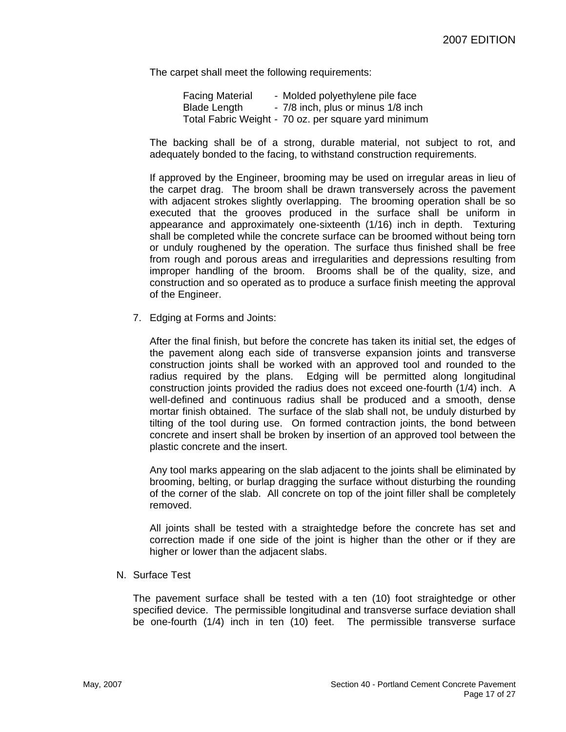The carpet shall meet the following requirements:

| | |
|---|---|
| Facing Material | - Molded polyethylene pile face |
| Blade Length | - 7/8 inch, plus or minus 1/8 inch |
| Total Fabric Weight | - 70 oz. per square yard minimum |

The backing shall be of a strong, durable material, not subject to rot, and adequately bonded to the facing, to withstand construction requirements.

If approved by the Engineer, brooming may be used on irregular areas in lieu of the carpet drag. The broom shall be drawn transversely across the pavement with adjacent strokes slightly overlapping. The brooming operation shall be so executed that the grooves produced in the surface shall be uniform in appearance and approximately one-sixteenth (1/16) inch in depth. Texturing shall be completed while the concrete surface can be broomed without being torn or unduly roughened by the operation. The surface thus finished shall be free from rough and porous areas and irregularities and depressions resulting from improper handling of the broom. Brooms shall be of the quality, size, and construction and so operated as to produce a surface finish meeting the approval of the Engineer.

7. Edging at Forms and Joints:

After the final finish, but before the concrete has taken its initial set, the edges of the pavement along each side of transverse expansion joints and transverse construction joints shall be worked with an approved tool and rounded to the radius required by the plans. Edging will be permitted along longitudinal construction joints provided the radius does not exceed one-fourth (1/4) inch. A well-defined and continuous radius shall be produced and a smooth, dense mortar finish obtained. The surface of the slab shall not, be unduly disturbed by tilting of the tool during use. On formed contraction joints, the bond between concrete and insert shall be broken by insertion of an approved tool between the plastic concrete and the insert.

Any tool marks appearing on the slab adjacent to the joints shall be eliminated by brooming, belting, or burlap dragging the surface without disturbing the rounding of the corner of the slab. All concrete on top of the joint filler shall be completely removed.

All joints shall be tested with a straightedge before the concrete has set and correction made if one side of the joint is higher than the other or if they are higher or lower than the adjacent slabs.

N. Surface Test

The pavement surface shall be tested with a ten (10) foot straightedge or other specified device. The permissible longitudinal and transverse surface deviation shall be one-fourth (1/4) inch in ten (10) feet. The permissible transverse surface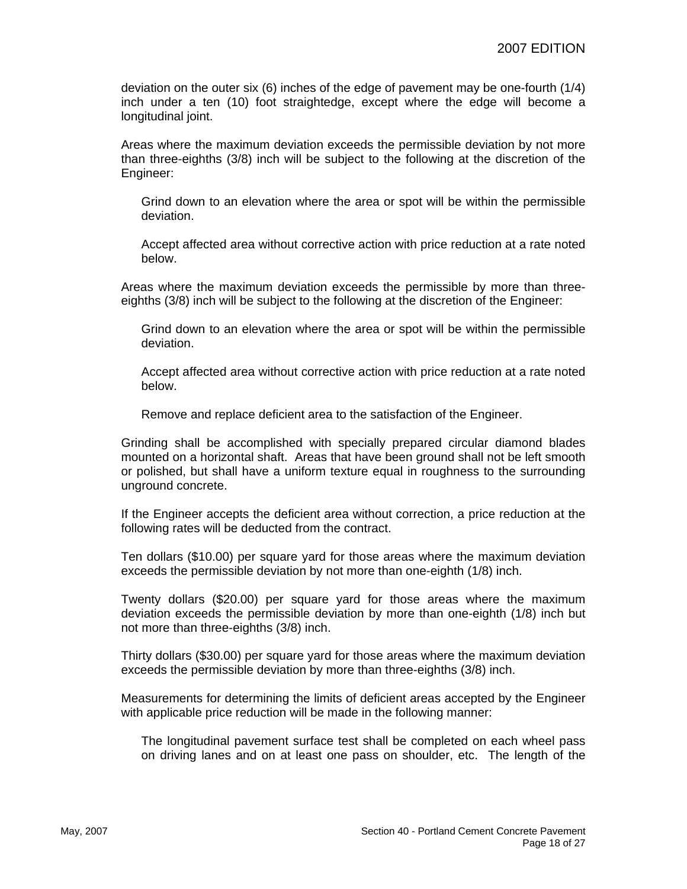deviation on the outer six (6) inches of the edge of pavement may be one-fourth (1/4) inch under a ten (10) foot straightedge, except where the edge will become a longitudinal joint.

Areas where the maximum deviation exceeds the permissible deviation by not more than three-eighths (3/8) inch will be subject to the following at the discretion of the Engineer:

> Grind down to an elevation where the area or spot will be within the permissible deviation.
>
> Accept affected area without corrective action with price reduction at a rate noted below.

Areas where the maximum deviation exceeds the permissible by more than three-eighths (3/8) inch will be subject to the following at the discretion of the Engineer:

> Grind down to an elevation where the area or spot will be within the permissible deviation.
>
> Accept affected area without corrective action with price reduction at a rate noted below.
>
> Remove and replace deficient area to the satisfaction of the Engineer.

Grinding shall be accomplished with specially prepared circular diamond blades mounted on a horizontal shaft. Areas that have been ground shall not be left smooth or polished, but shall have a uniform texture equal in roughness to the surrounding unground concrete.

If the Engineer accepts the deficient area without correction, a price reduction at the following rates will be deducted from the contract.

Ten dollars ($10.00) per square yard for those areas where the maximum deviation exceeds the permissible deviation by not more than one-eighth (1/8) inch.

Twenty dollars ($20.00) per square yard for those areas where the maximum deviation exceeds the permissible deviation by more than one-eighth (1/8) inch but not more than three-eighths (3/8) inch.

Thirty dollars ($30.00) per square yard for those areas where the maximum deviation exceeds the permissible deviation by more than three-eighths (3/8) inch.

Measurements for determining the limits of deficient areas accepted by the Engineer with applicable price reduction will be made in the following manner:

> The longitudinal pavement surface test shall be completed on each wheel pass on driving lanes and on at least one pass on shoulder, etc. The length of the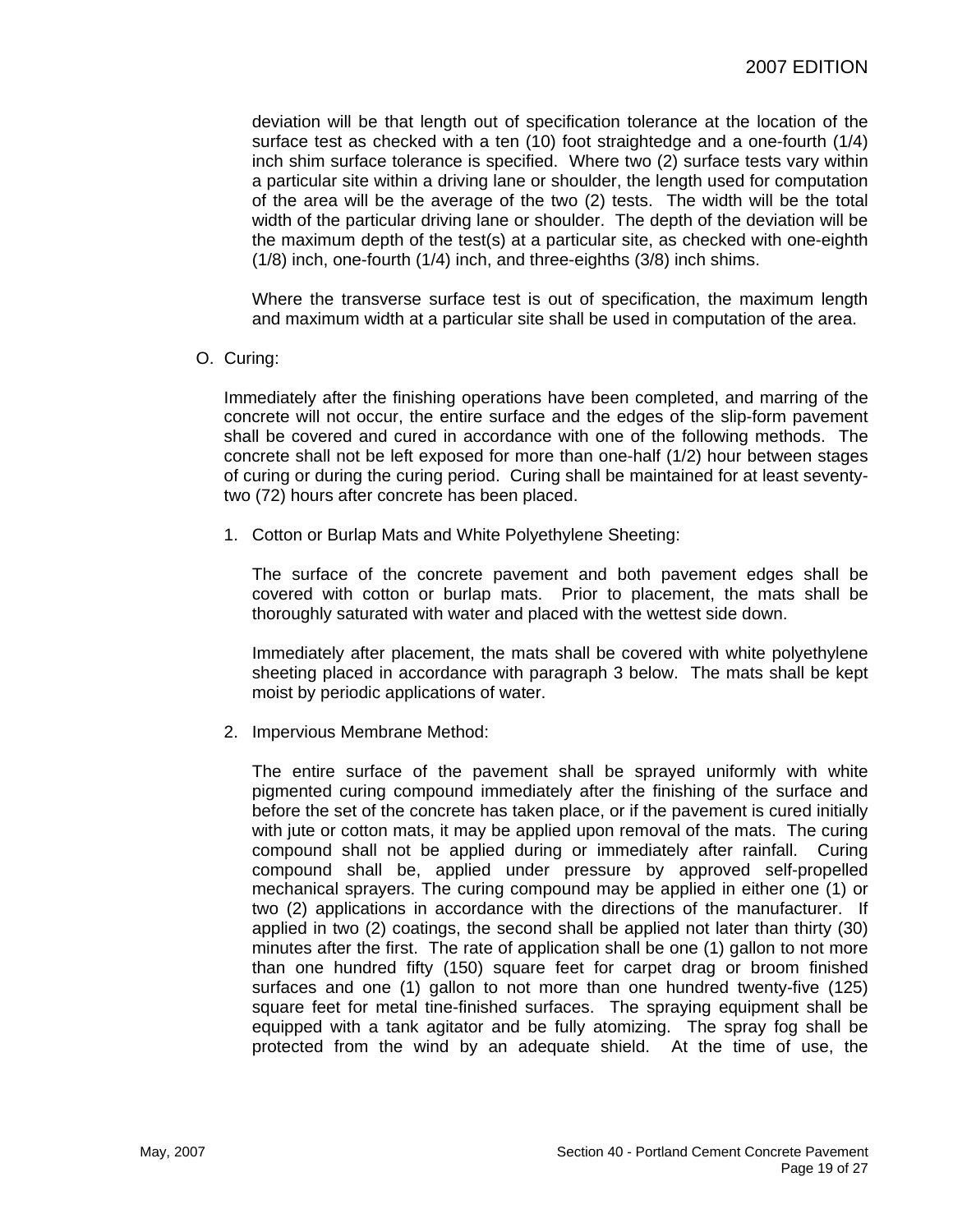deviation will be that length out of specification tolerance at the location of the surface test as checked with a ten (10) foot straightedge and a one-fourth (1/4) inch shim surface tolerance is specified. Where two (2) surface tests vary within a particular site within a driving lane or shoulder, the length used for computation of the area will be the average of the two (2) tests. The width will be the total width of the particular driving lane or shoulder. The depth of the deviation will be the maximum depth of the test(s) at a particular site, as checked with one-eighth (1/8) inch, one-fourth (1/4) inch, and three-eighths (3/8) inch shims.

Where the transverse surface test is out of specification, the maximum length and maximum width at a particular site shall be used in computation of the area.

O. Curing:

Immediately after the finishing operations have been completed, and marring of the concrete will not occur, the entire surface and the edges of the slip-form pavement shall be covered and cured in accordance with one of the following methods. The concrete shall not be left exposed for more than one-half (1/2) hour between stages of curing or during the curing period. Curing shall be maintained for at least seventy-two (72) hours after concrete has been placed.

1. Cotton or Burlap Mats and White Polyethylene Sheeting:

   The surface of the concrete pavement and both pavement edges shall be covered with cotton or burlap mats. Prior to placement, the mats shall be thoroughly saturated with water and placed with the wettest side down.

   Immediately after placement, the mats shall be covered with white polyethylene sheeting placed in accordance with paragraph 3 below. The mats shall be kept moist by periodic applications of water.

2. Impervious Membrane Method:

   The entire surface of the pavement shall be sprayed uniformly with white pigmented curing compound immediately after the finishing of the surface and before the set of the concrete has taken place, or if the pavement is cured initially with jute or cotton mats, it may be applied upon removal of the mats. The curing compound shall not be applied during or immediately after rainfall. Curing compound shall be, applied under pressure by approved self-propelled mechanical sprayers. The curing compound may be applied in either one (1) or two (2) applications in accordance with the directions of the manufacturer. If applied in two (2) coatings, the second shall be applied not later than thirty (30) minutes after the first. The rate of application shall be one (1) gallon to not more than one hundred fifty (150) square feet for carpet drag or broom finished surfaces and one (1) gallon to not more than one hundred twenty-five (125) square feet for metal tine-finished surfaces. The spraying equipment shall be equipped with a tank agitator and be fully atomizing. The spray fog shall be protected from the wind by an adequate shield. At the time of use, the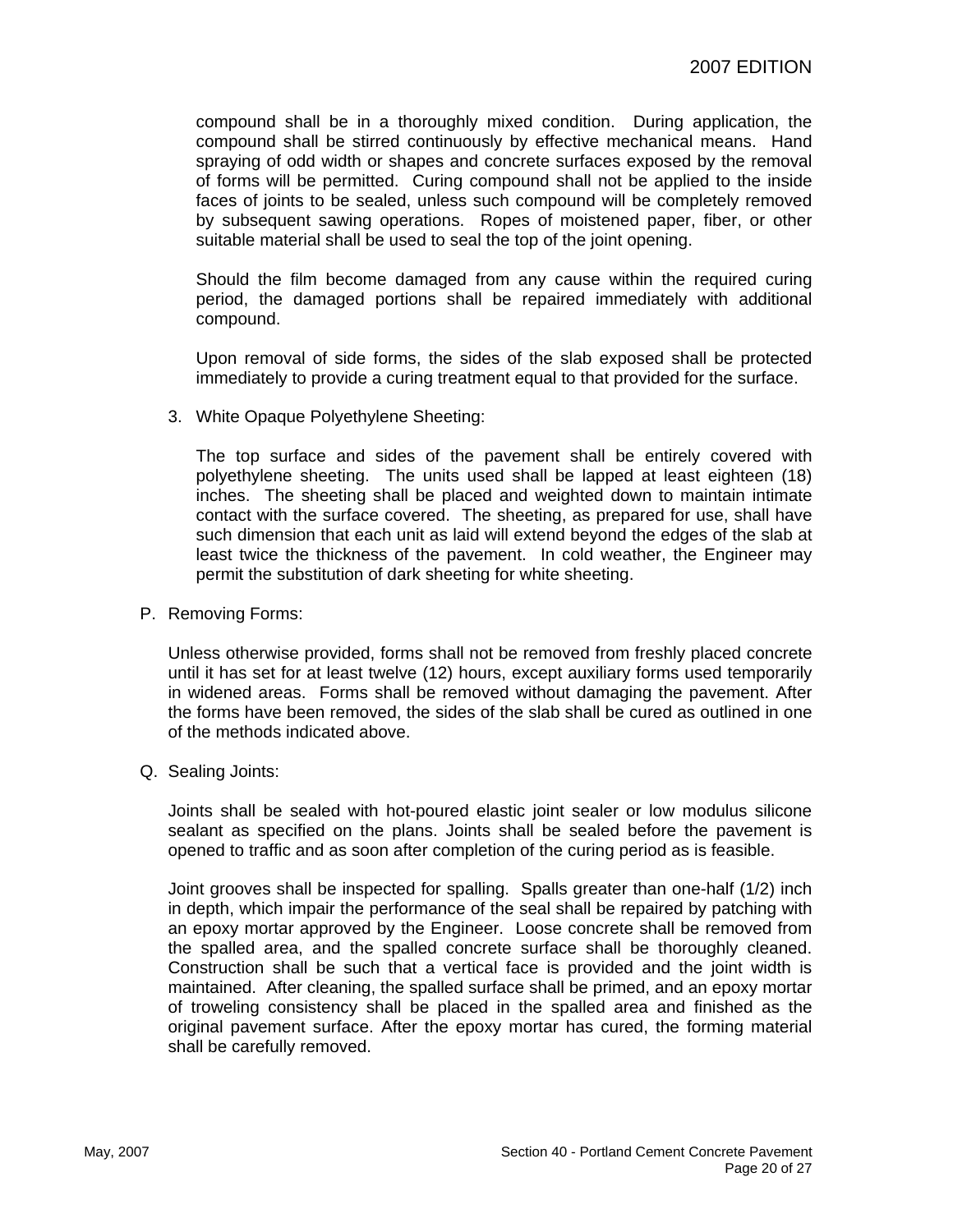compound shall be in a thoroughly mixed condition. During application, the compound shall be stirred continuously by effective mechanical means. Hand spraying of odd width or shapes and concrete surfaces exposed by the removal of forms will be permitted. Curing compound shall not be applied to the inside faces of joints to be sealed, unless such compound will be completely removed by subsequent sawing operations. Ropes of moistened paper, fiber, or other suitable material shall be used to seal the top of the joint opening.

Should the film become damaged from any cause within the required curing period, the damaged portions shall be repaired immediately with additional compound.

Upon removal of side forms, the sides of the slab exposed shall be protected immediately to provide a curing treatment equal to that provided for the surface.

3. White Opaque Polyethylene Sheeting:

   The top surface and sides of the pavement shall be entirely covered with polyethylene sheeting. The units used shall be lapped at least eighteen (18) inches. The sheeting shall be placed and weighted down to maintain intimate contact with the surface covered. The sheeting, as prepared for use, shall have such dimension that each unit as laid will extend beyond the edges of the slab at least twice the thickness of the pavement. In cold weather, the Engineer may permit the substitution of dark sheeting for white sheeting.

P. Removing Forms:

Unless otherwise provided, forms shall not be removed from freshly placed concrete until it has set for at least twelve (12) hours, except auxiliary forms used temporarily in widened areas. Forms shall be removed without damaging the pavement. After the forms have been removed, the sides of the slab shall be cured as outlined in one of the methods indicated above.

Q. Sealing Joints:

Joints shall be sealed with hot-poured elastic joint sealer or low modulus silicone sealant as specified on the plans. Joints shall be sealed before the pavement is opened to traffic and as soon after completion of the curing period as is feasible.

Joint grooves shall be inspected for spalling. Spalls greater than one-half (1/2) inch in depth, which impair the performance of the seal shall be repaired by patching with an epoxy mortar approved by the Engineer. Loose concrete shall be removed from the spalled area, and the spalled concrete surface shall be thoroughly cleaned. Construction shall be such that a vertical face is provided and the joint width is maintained. After cleaning, the spalled surface shall be primed, and an epoxy mortar of troweling consistency shall be placed in the spalled area and finished as the original pavement surface. After the epoxy mortar has cured, the forming material shall be carefully removed.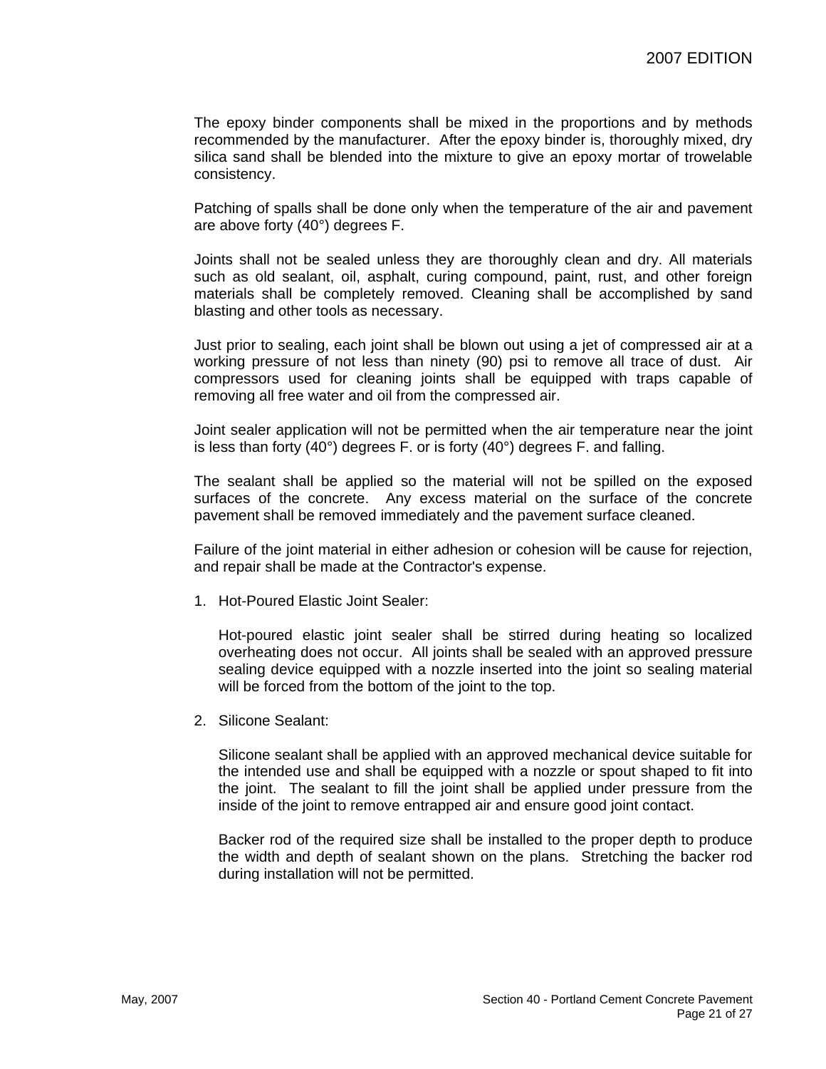The epoxy binder components shall be mixed in the proportions and by methods recommended by the manufacturer. After the epoxy binder is, thoroughly mixed, dry silica sand shall be blended into the mixture to give an epoxy mortar of trowelable consistency.

Patching of spalls shall be done only when the temperature of the air and pavement are above forty (40°) degrees F.

Joints shall not be sealed unless they are thoroughly clean and dry. All materials such as old sealant, oil, asphalt, curing compound, paint, rust, and other foreign materials shall be completely removed. Cleaning shall be accomplished by sand blasting and other tools as necessary.

Just prior to sealing, each joint shall be blown out using a jet of compressed air at a working pressure of not less than ninety (90) psi to remove all trace of dust. Air compressors used for cleaning joints shall be equipped with traps capable of removing all free water and oil from the compressed air.

Joint sealer application will not be permitted when the air temperature near the joint is less than forty (40°) degrees F. or is forty (40°) degrees F. and falling.

The sealant shall be applied so the material will not be spilled on the exposed surfaces of the concrete. Any excess material on the surface of the concrete pavement shall be removed immediately and the pavement surface cleaned.

Failure of the joint material in either adhesion or cohesion will be cause for rejection, and repair shall be made at the Contractor's expense.

1. Hot-Poured Elastic Joint Sealer:

   Hot-poured elastic joint sealer shall be stirred during heating so localized overheating does not occur. All joints shall be sealed with an approved pressure sealing device equipped with a nozzle inserted into the joint so sealing material will be forced from the bottom of the joint to the top.

2. Silicone Sealant:

   Silicone sealant shall be applied with an approved mechanical device suitable for the intended use and shall be equipped with a nozzle or spout shaped to fit into the joint. The sealant to fill the joint shall be applied under pressure from the inside of the joint to remove entrapped air and ensure good joint contact.

   Backer rod of the required size shall be installed to the proper depth to produce the width and depth of sealant shown on the plans. Stretching the backer rod during installation will not be permitted.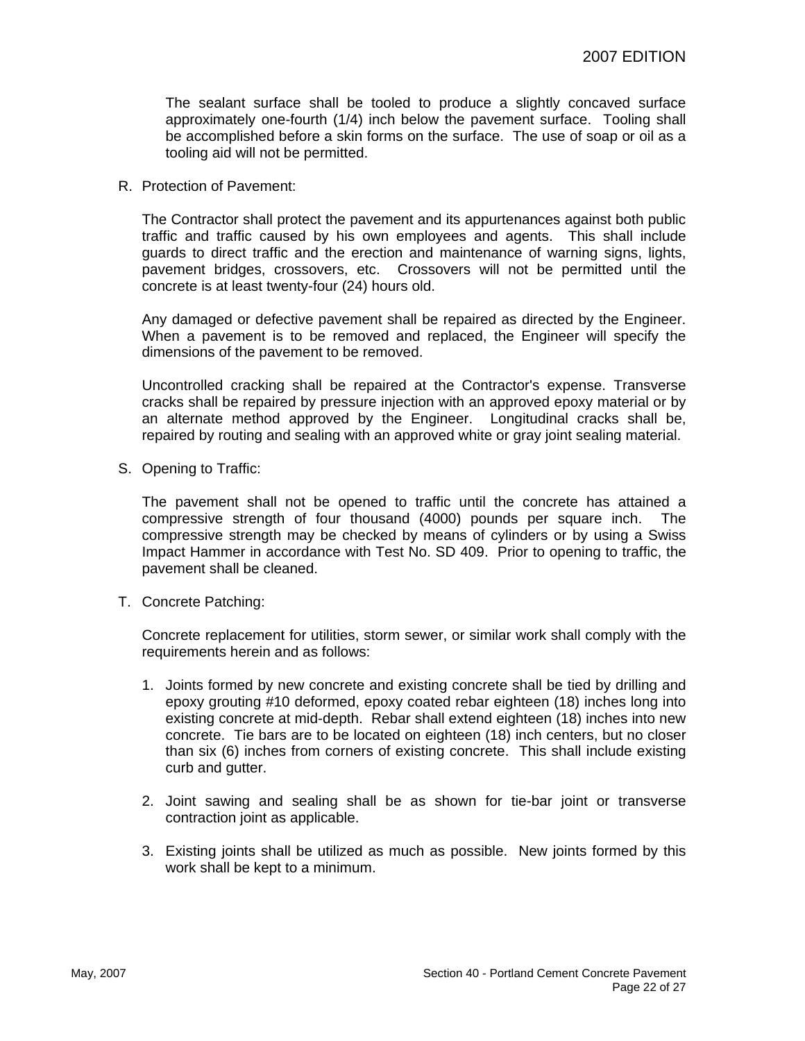The sealant surface shall be tooled to produce a slightly concaved surface approximately one-fourth (1/4) inch below the pavement surface. Tooling shall be accomplished before a skin forms on the surface. The use of soap or oil as a tooling aid will not be permitted.

R. Protection of Pavement:

The Contractor shall protect the pavement and its appurtenances against both public traffic and traffic caused by his own employees and agents. This shall include guards to direct traffic and the erection and maintenance of warning signs, lights, pavement bridges, crossovers, etc. Crossovers will not be permitted until the concrete is at least twenty-four (24) hours old.

Any damaged or defective pavement shall be repaired as directed by the Engineer. When a pavement is to be removed and replaced, the Engineer will specify the dimensions of the pavement to be removed.

Uncontrolled cracking shall be repaired at the Contractor's expense. Transverse cracks shall be repaired by pressure injection with an approved epoxy material or by an alternate method approved by the Engineer. Longitudinal cracks shall be, repaired by routing and sealing with an approved white or gray joint sealing material.

S. Opening to Traffic:

The pavement shall not be opened to traffic until the concrete has attained a compressive strength of four thousand (4000) pounds per square inch. The compressive strength may be checked by means of cylinders or by using a Swiss Impact Hammer in accordance with Test No. SD 409. Prior to opening to traffic, the pavement shall be cleaned.

T. Concrete Patching:

Concrete replacement for utilities, storm sewer, or similar work shall comply with the requirements herein and as follows:

1. Joints formed by new concrete and existing concrete shall be tied by drilling and epoxy grouting #10 deformed, epoxy coated rebar eighteen (18) inches long into existing concrete at mid-depth. Rebar shall extend eighteen (18) inches into new concrete. Tie bars are to be located on eighteen (18) inch centers, but no closer than six (6) inches from corners of existing concrete. This shall include existing curb and gutter.

2. Joint sawing and sealing shall be as shown for tie-bar joint or transverse contraction joint as applicable.

3. Existing joints shall be utilized as much as possible. New joints formed by this work shall be kept to a minimum.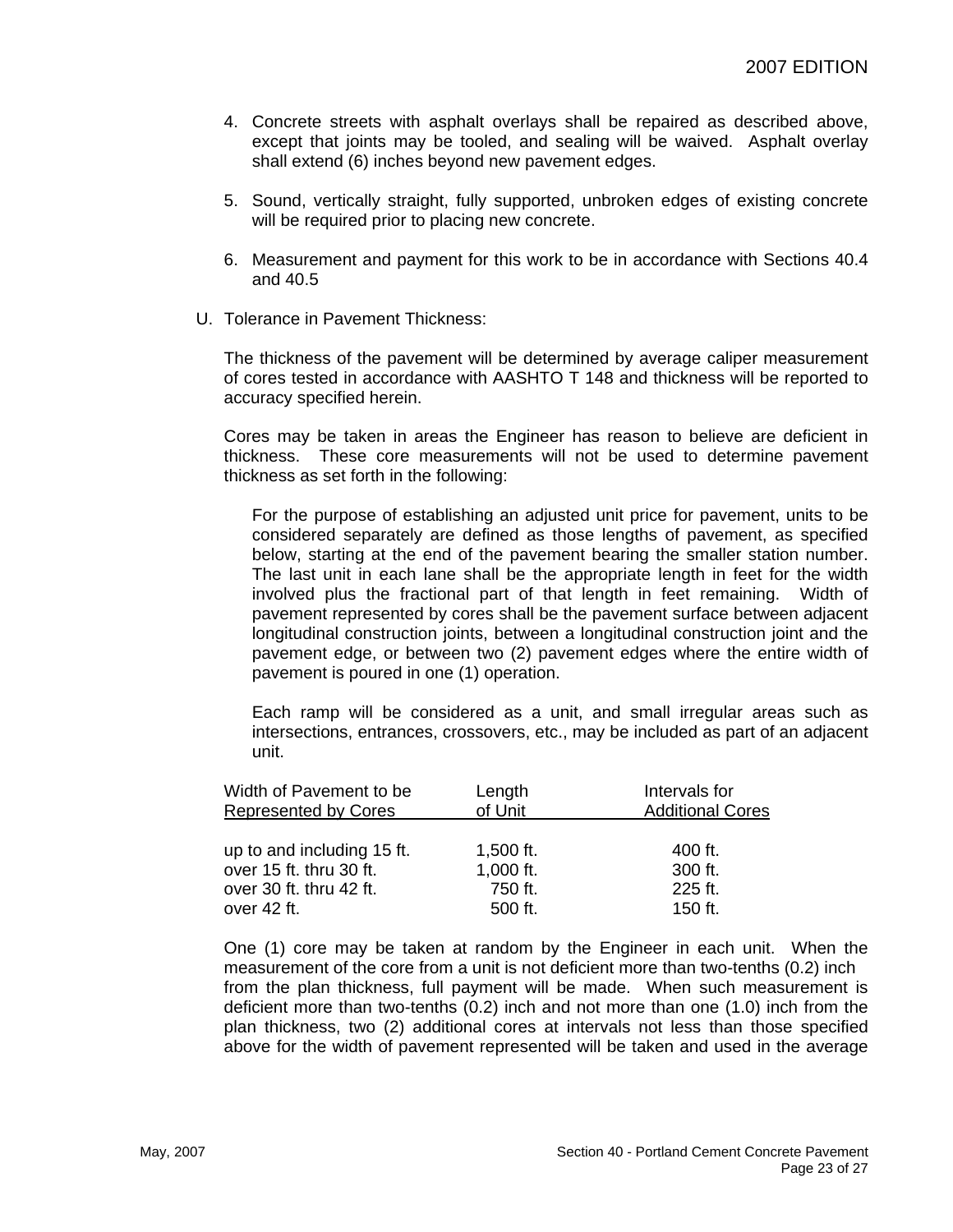4. Concrete streets with asphalt overlays shall be repaired as described above, except that joints may be tooled, and sealing will be waived. Asphalt overlay shall extend (6) inches beyond new pavement edges.

5. Sound, vertically straight, fully supported, unbroken edges of existing concrete will be required prior to placing new concrete.

6. Measurement and payment for this work to be in accordance with Sections 40.4 and 40.5

U. Tolerance in Pavement Thickness:

The thickness of the pavement will be determined by average caliper measurement of cores tested in accordance with AASHTO T 148 and thickness will be reported to accuracy specified herein.

Cores may be taken in areas the Engineer has reason to believe are deficient in thickness. These core measurements will not be used to determine pavement thickness as set forth in the following:

For the purpose of establishing an adjusted unit price for pavement, units to be considered separately are defined as those lengths of pavement, as specified below, starting at the end of the pavement bearing the smaller station number. The last unit in each lane shall be the appropriate length in feet for the width involved plus the fractional part of that length in feet remaining. Width of pavement represented by cores shall be the pavement surface between adjacent longitudinal construction joints, between a longitudinal construction joint and the pavement edge, or between two (2) pavement edges where the entire width of pavement is poured in one (1) operation.

Each ramp will be considered as a unit, and small irregular areas such as intersections, entrances, crossovers, etc., may be included as part of an adjacent unit.

| Width of Pavement to be Represented by Cores | Length of Unit | Intervals for Additional Cores |
|---|---|---|
| up to and including 15 ft. | 1,500 ft. | 400 ft. |
| over 15 ft. thru 30 ft. | 1,000 ft. | 300 ft. |
| over 30 ft. thru 42 ft. | 750 ft. | 225 ft. |
| over 42 ft. | 500 ft. | 150 ft. |

One (1) core may be taken at random by the Engineer in each unit. When the measurement of the core from a unit is not deficient more than two-tenths (0.2) inch from the plan thickness, full payment will be made. When such measurement is deficient more than two-tenths (0.2) inch and not more than one (1.0) inch from the plan thickness, two (2) additional cores at intervals not less than those specified above for the width of pavement represented will be taken and used in the average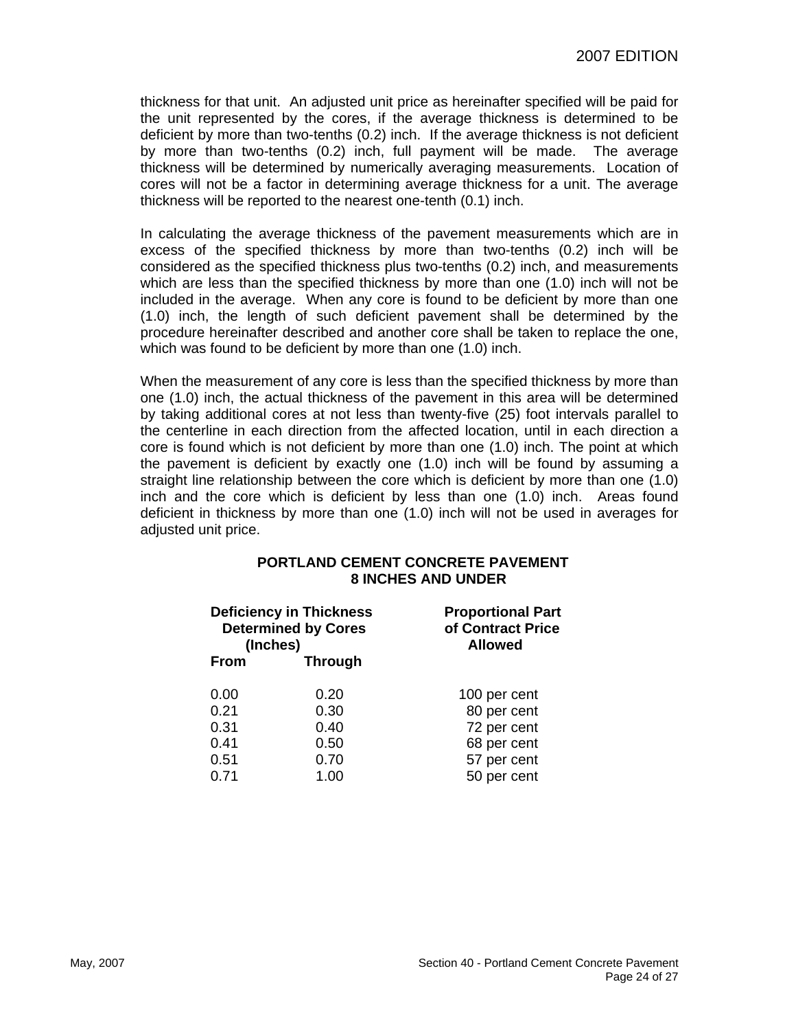thickness for that unit. An adjusted unit price as hereinafter specified will be paid for the unit represented by the cores, if the average thickness is determined to be deficient by more than two-tenths (0.2) inch. If the average thickness is not deficient by more than two-tenths (0.2) inch, full payment will be made. The average thickness will be determined by numerically averaging measurements. Location of cores will not be a factor in determining average thickness for a unit. The average thickness will be reported to the nearest one-tenth (0.1) inch.

In calculating the average thickness of the pavement measurements which are in excess of the specified thickness by more than two-tenths (0.2) inch will be considered as the specified thickness plus two-tenths (0.2) inch, and measurements which are less than the specified thickness by more than one (1.0) inch will not be included in the average. When any core is found to be deficient by more than one (1.0) inch, the length of such deficient pavement shall be determined by the procedure hereinafter described and another core shall be taken to replace the one, which was found to be deficient by more than one (1.0) inch.

When the measurement of any core is less than the specified thickness by more than one (1.0) inch, the actual thickness of the pavement in this area will be determined by taking additional cores at not less than twenty-five (25) foot intervals parallel to the centerline in each direction from the affected location, until in each direction a core is found which is not deficient by more than one (1.0) inch. The point at which the pavement is deficient by exactly one (1.0) inch will be found by assuming a straight line relationship between the core which is deficient by more than one (1.0) inch and the core which is deficient by less than one (1.0) inch. Areas found deficient in thickness by more than one (1.0) inch will not be used in averages for adjusted unit price.

**PORTLAND CEMENT CONCRETE PAVEMENT**
**8 INCHES AND UNDER**

| Deficiency in Thickness Determined by Cores (Inches) | | Proportional Part of Contract Price Allowed |
|---|---|---|
| **From** | **Through** | |
| 0.00 | 0.20 | 100 per cent |
| 0.21 | 0.30 | 80 per cent |
| 0.31 | 0.40 | 72 per cent |
| 0.41 | 0.50 | 68 per cent |
| 0.51 | 0.70 | 57 per cent |
| 0.71 | 1.00 | 50 per cent |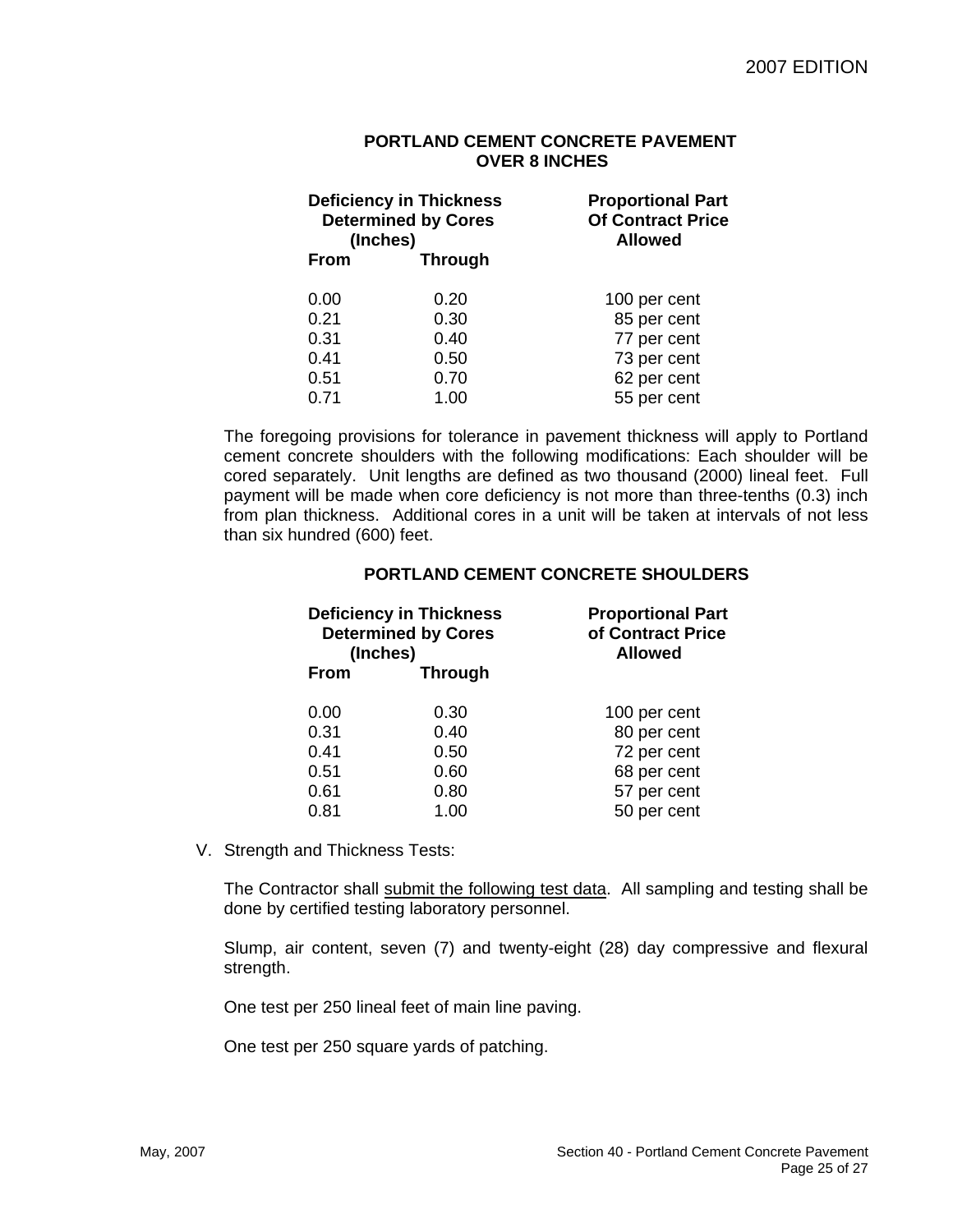**PORTLAND CEMENT CONCRETE PAVEMENT OVER 8 INCHES**

| Deficiency in Thickness Determined by Cores (Inches) | | Proportional Part Of Contract Price Allowed |
|---|---|---|
| **From** | **Through** | |
| 0.00 | 0.20 | 100 per cent |
| 0.21 | 0.30 | 85 per cent |
| 0.31 | 0.40 | 77 per cent |
| 0.41 | 0.50 | 73 per cent |
| 0.51 | 0.70 | 62 per cent |
| 0.71 | 1.00 | 55 per cent |

The foregoing provisions for tolerance in pavement thickness will apply to Portland cement concrete shoulders with the following modifications: Each shoulder will be cored separately. Unit lengths are defined as two thousand (2000) lineal feet. Full payment will be made when core deficiency is not more than three-tenths (0.3) inch from plan thickness. Additional cores in a unit will be taken at intervals of not less than six hundred (600) feet.

**PORTLAND CEMENT CONCRETE SHOULDERS**

| Deficiency in Thickness Determined by Cores (Inches) | | Proportional Part of Contract Price Allowed |
|---|---|---|
| **From** | **Through** | |
| 0.00 | 0.30 | 100 per cent |
| 0.31 | 0.40 | 80 per cent |
| 0.41 | 0.50 | 72 per cent |
| 0.51 | 0.60 | 68 per cent |
| 0.61 | 0.80 | 57 per cent |
| 0.81 | 1.00 | 50 per cent |

V. Strength and Thickness Tests:

The Contractor shall submit the following test data. All sampling and testing shall be done by certified testing laboratory personnel.

Slump, air content, seven (7) and twenty-eight (28) day compressive and flexural strength.

One test per 250 lineal feet of main line paving.

One test per 250 square yards of patching.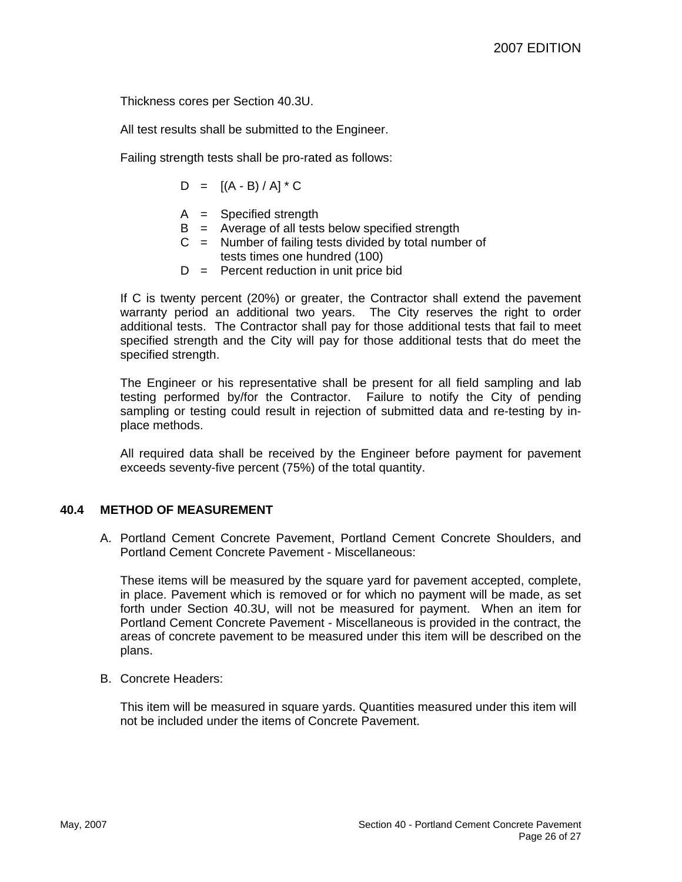Thickness cores per Section 40.3U.

All test results shall be submitted to the Engineer.

Failing strength tests shall be pro-rated as follows:

$$D = [(A - B) / A] * C$$

A = Specified strength
B = Average of all tests below specified strength
C = Number of failing tests divided by total number of tests times one hundred (100)
D = Percent reduction in unit price bid

If C is twenty percent (20%) or greater, the Contractor shall extend the pavement warranty period an additional two years. The City reserves the right to order additional tests. The Contractor shall pay for those additional tests that fail to meet specified strength and the City will pay for those additional tests that do meet the specified strength.

The Engineer or his representative shall be present for all field sampling and lab testing performed by/for the Contractor. Failure to notify the City of pending sampling or testing could result in rejection of submitted data and re-testing by in-place methods.

All required data shall be received by the Engineer before payment for pavement exceeds seventy-five percent (75%) of the total quantity.

## 40.4 METHOD OF MEASUREMENT

A. Portland Cement Concrete Pavement, Portland Cement Concrete Shoulders, and Portland Cement Concrete Pavement - Miscellaneous:

These items will be measured by the square yard for pavement accepted, complete, in place. Pavement which is removed or for which no payment will be made, as set forth under Section 40.3U, will not be measured for payment. When an item for Portland Cement Concrete Pavement - Miscellaneous is provided in the contract, the areas of concrete pavement to be measured under this item will be described on the plans.

B. Concrete Headers:

This item will be measured in square yards. Quantities measured under this item will not be included under the items of Concrete Pavement.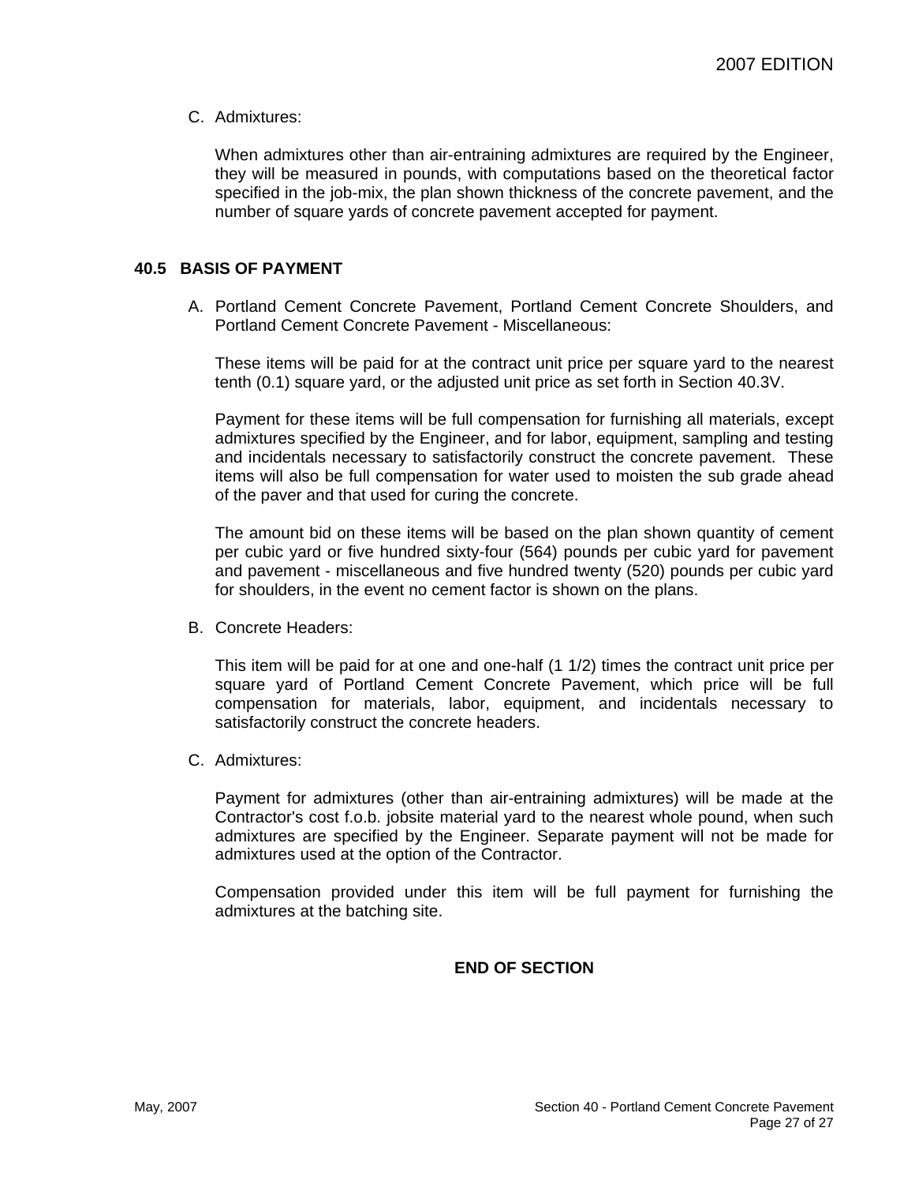C. Admixtures:

When admixtures other than air-entraining admixtures are required by the Engineer, they will be measured in pounds, with computations based on the theoretical factor specified in the job-mix, the plan shown thickness of the concrete pavement, and the number of square yards of concrete pavement accepted for payment.

## 40.5 BASIS OF PAYMENT

A. Portland Cement Concrete Pavement, Portland Cement Concrete Shoulders, and Portland Cement Concrete Pavement - Miscellaneous:

These items will be paid for at the contract unit price per square yard to the nearest tenth (0.1) square yard, or the adjusted unit price as set forth in Section 40.3V.

Payment for these items will be full compensation for furnishing all materials, except admixtures specified by the Engineer, and for labor, equipment, sampling and testing and incidentals necessary to satisfactorily construct the concrete pavement. These items will also be full compensation for water used to moisten the sub grade ahead of the paver and that used for curing the concrete.

The amount bid on these items will be based on the plan shown quantity of cement per cubic yard or five hundred sixty-four (564) pounds per cubic yard for pavement and pavement - miscellaneous and five hundred twenty (520) pounds per cubic yard for shoulders, in the event no cement factor is shown on the plans.

B. Concrete Headers:

This item will be paid for at one and one-half (1 1/2) times the contract unit price per square yard of Portland Cement Concrete Pavement, which price will be full compensation for materials, labor, equipment, and incidentals necessary to satisfactorily construct the concrete headers.

C. Admixtures:

Payment for admixtures (other than air-entraining admixtures) will be made at the Contractor's cost f.o.b. jobsite material yard to the nearest whole pound, when such admixtures are specified by the Engineer. Separate payment will not be made for admixtures used at the option of the Contractor.

Compensation provided under this item will be full payment for furnishing the admixtures at the batching site.

**END OF SECTION**